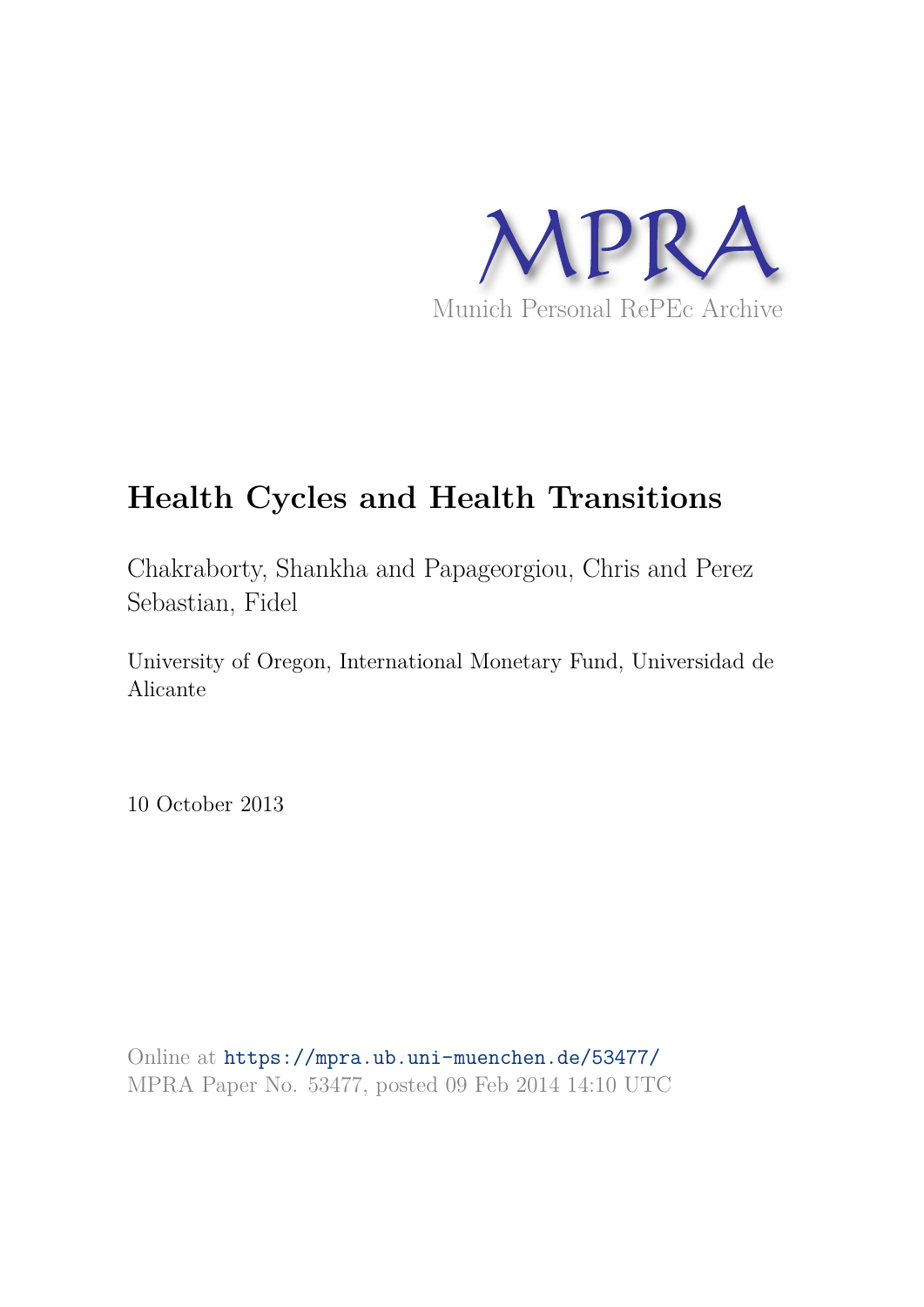MPRA

Munich Personal RePEc Archive

# Health Cycles and Health Transitions

Chakraborty, Shankha and Papageorgiou, Chris and Perez Sebastian, Fidel

University of Oregon, International Monetary Fund, Universidad de Alicante

10 October 2013

Online at https://mpra.ub.uni-muenchen.de/53477/
MPRA Paper No. 53477, posted 09 Feb 2014 14:10 UTC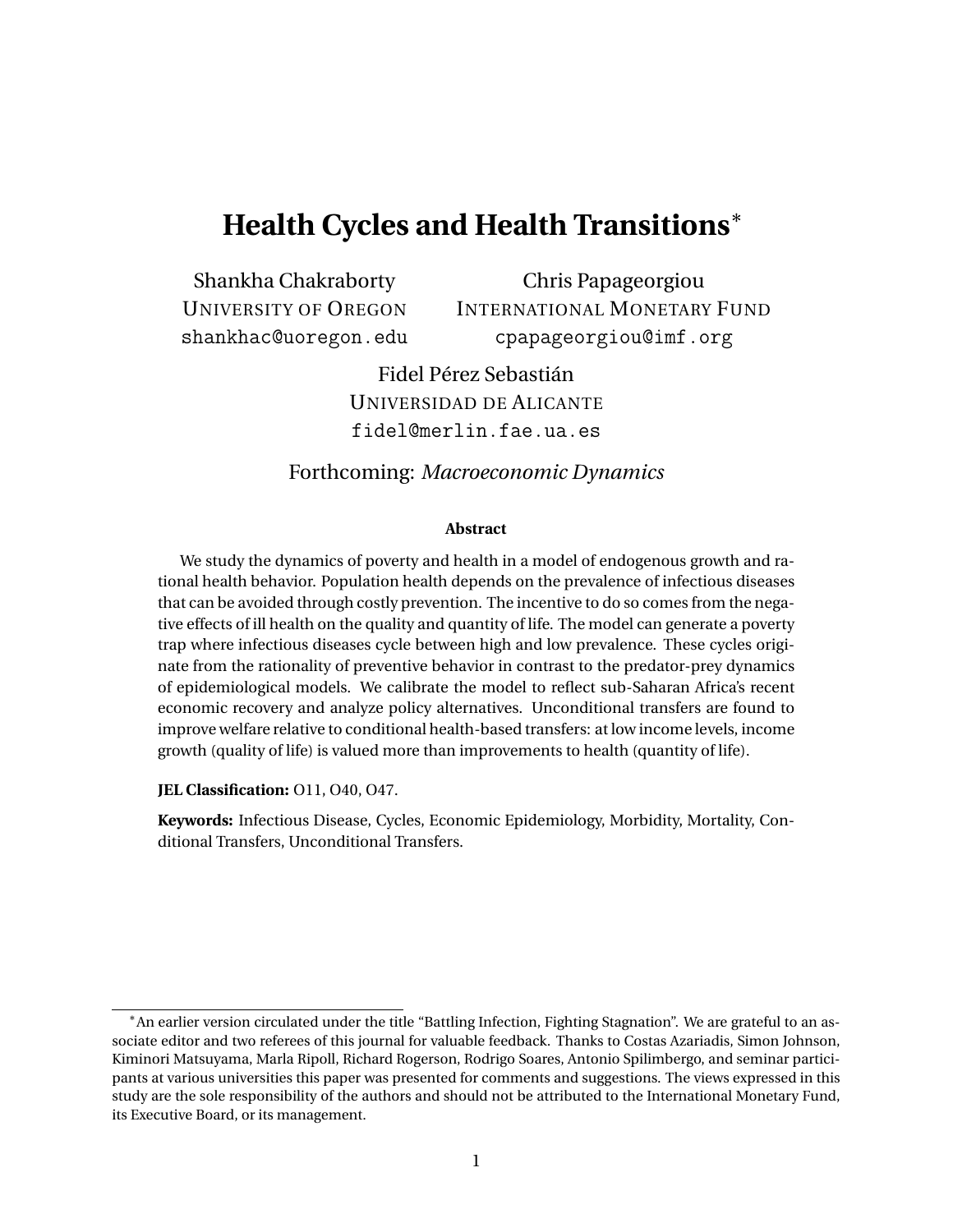# Health Cycles and Health Transitions[*]

Shankha Chakraborty
UNIVERSITY OF OREGON
shankhac@uoregon.edu

Chris Papageorgiou
INTERNATIONAL MONETARY FUND
cpapageorgiou@imf.org

Fidel Pérez Sebastián
UNIVERSIDAD DE ALICANTE
fidel@merlin.fae.ua.es

Forthcoming: *Macroeconomic Dynamics*

**Abstract**

We study the dynamics of poverty and health in a model of endogenous growth and rational health behavior. Population health depends on the prevalence of infectious diseases that can be avoided through costly prevention. The incentive to do so comes from the negative effects of ill health on the quality and quantity of life. The model can generate a poverty trap where infectious diseases cycle between high and low prevalence. These cycles originate from the rationality of preventive behavior in contrast to the predator-prey dynamics of epidemiological models. We calibrate the model to reflect sub-Saharan Africa's recent economic recovery and analyze policy alternatives. Unconditional transfers are found to improve welfare relative to conditional health-based transfers: at low income levels, income growth (quality of life) is valued more than improvements to health (quantity of life).

**JEL Classification:** O11, O40, O47.

**Keywords:** Infectious Disease, Cycles, Economic Epidemiology, Morbidity, Mortality, Conditional Transfers, Unconditional Transfers.

[*] An earlier version circulated under the title "Battling Infection, Fighting Stagnation". We are grateful to an associate editor and two referees of this journal for valuable feedback. Thanks to Costas Azariadis, Simon Johnson, Kiminori Matsuyama, Marla Ripoll, Richard Rogerson, Rodrigo Soares, Antonio Spilimbergo, and seminar participants at various universities this paper was presented for comments and suggestions. The views expressed in this study are the sole responsibility of the authors and should not be attributed to the International Monetary Fund, its Executive Board, or its management.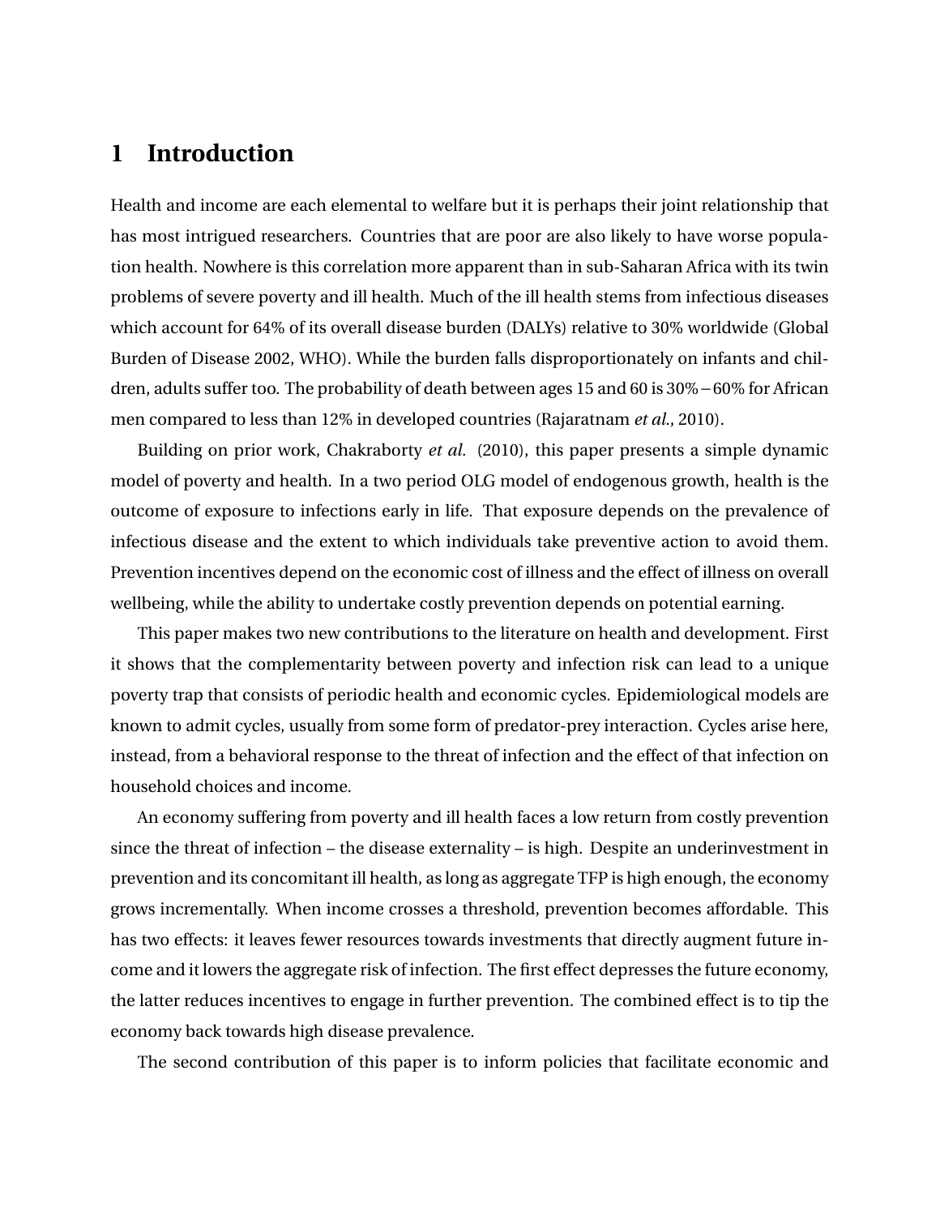# 1 Introduction

Health and income are each elemental to welfare but it is perhaps their joint relationship that has most intrigued researchers. Countries that are poor are also likely to have worse population health. Nowhere is this correlation more apparent than in sub-Saharan Africa with its twin problems of severe poverty and ill health. Much of the ill health stems from infectious diseases which account for 64% of its overall disease burden (DALYs) relative to 30% worldwide (Global Burden of Disease 2002, WHO). While the burden falls disproportionately on infants and children, adults suffer too. The probability of death between ages 15 and 60 is 30% – 60% for African men compared to less than 12% in developed countries (Rajaratnam *et al.*, 2010).

Building on prior work, Chakraborty *et al.* (2010), this paper presents a simple dynamic model of poverty and health. In a two period OLG model of endogenous growth, health is the outcome of exposure to infections early in life. That exposure depends on the prevalence of infectious disease and the extent to which individuals take preventive action to avoid them. Prevention incentives depend on the economic cost of illness and the effect of illness on overall wellbeing, while the ability to undertake costly prevention depends on potential earning.

This paper makes two new contributions to the literature on health and development. First it shows that the complementarity between poverty and infection risk can lead to a unique poverty trap that consists of periodic health and economic cycles. Epidemiological models are known to admit cycles, usually from some form of predator-prey interaction. Cycles arise here, instead, from a behavioral response to the threat of infection and the effect of that infection on household choices and income.

An economy suffering from poverty and ill health faces a low return from costly prevention since the threat of infection – the disease externality – is high. Despite an underinvestment in prevention and its concomitant ill health, as long as aggregate TFP is high enough, the economy grows incrementally. When income crosses a threshold, prevention becomes affordable. This has two effects: it leaves fewer resources towards investments that directly augment future income and it lowers the aggregate risk of infection. The first effect depresses the future economy, the latter reduces incentives to engage in further prevention. The combined effect is to tip the economy back towards high disease prevalence.

The second contribution of this paper is to inform policies that facilitate economic and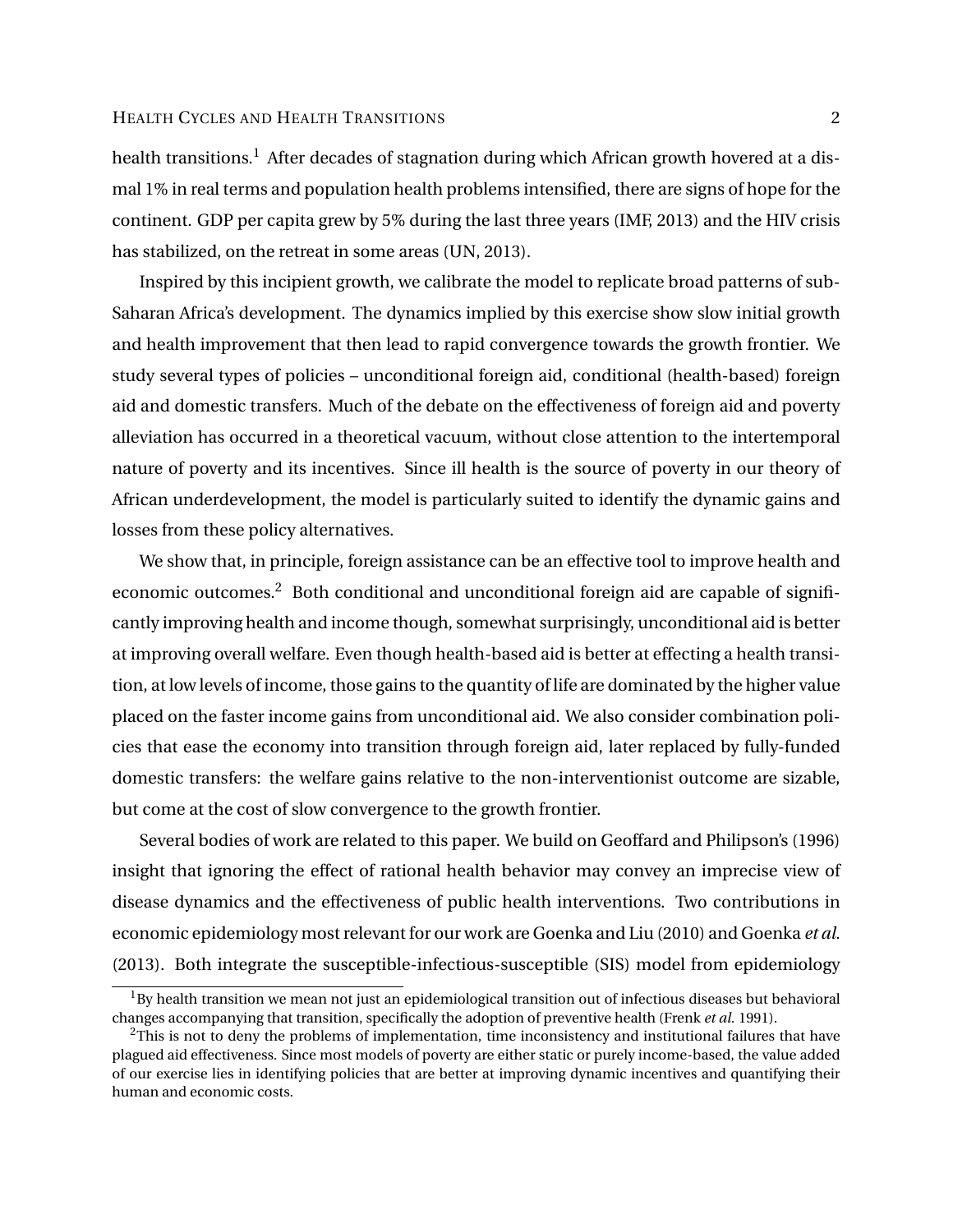health transitions.[1] After decades of stagnation during which African growth hovered at a dismal 1% in real terms and population health problems intensified, there are signs of hope for the continent. GDP per capita grew by 5% during the last three years (IMF, 2013) and the HIV crisis has stabilized, on the retreat in some areas (UN, 2013).

Inspired by this incipient growth, we calibrate the model to replicate broad patterns of sub-Saharan Africa's development. The dynamics implied by this exercise show slow initial growth and health improvement that then lead to rapid convergence towards the growth frontier. We study several types of policies – unconditional foreign aid, conditional (health-based) foreign aid and domestic transfers. Much of the debate on the effectiveness of foreign aid and poverty alleviation has occurred in a theoretical vacuum, without close attention to the intertemporal nature of poverty and its incentives. Since ill health is the source of poverty in our theory of African underdevelopment, the model is particularly suited to identify the dynamic gains and losses from these policy alternatives.

We show that, in principle, foreign assistance can be an effective tool to improve health and economic outcomes.[2] Both conditional and unconditional foreign aid are capable of significantly improving health and income though, somewhat surprisingly, unconditional aid is better at improving overall welfare. Even though health-based aid is better at effecting a health transition, at low levels of income, those gains to the quantity of life are dominated by the higher value placed on the faster income gains from unconditional aid. We also consider combination policies that ease the economy into transition through foreign aid, later replaced by fully-funded domestic transfers: the welfare gains relative to the non-interventionist outcome are sizable, but come at the cost of slow convergence to the growth frontier.

Several bodies of work are related to this paper. We build on Geoffard and Philipson's (1996) insight that ignoring the effect of rational health behavior may convey an imprecise view of disease dynamics and the effectiveness of public health interventions. Two contributions in economic epidemiology most relevant for our work are Goenka and Liu (2010) and Goenka *et al.* (2013). Both integrate the susceptible-infectious-susceptible (SIS) model from epidemiology

[1] By health transition we mean not just an epidemiological transition out of infectious diseases but behavioral changes accompanying that transition, specifically the adoption of preventive health (Frenk *et al.* 1991).

[2] This is not to deny the problems of implementation, time inconsistency and institutional failures that have plagued aid effectiveness. Since most models of poverty are either static or purely income-based, the value added of our exercise lies in identifying policies that are better at improving dynamic incentives and quantifying their human and economic costs.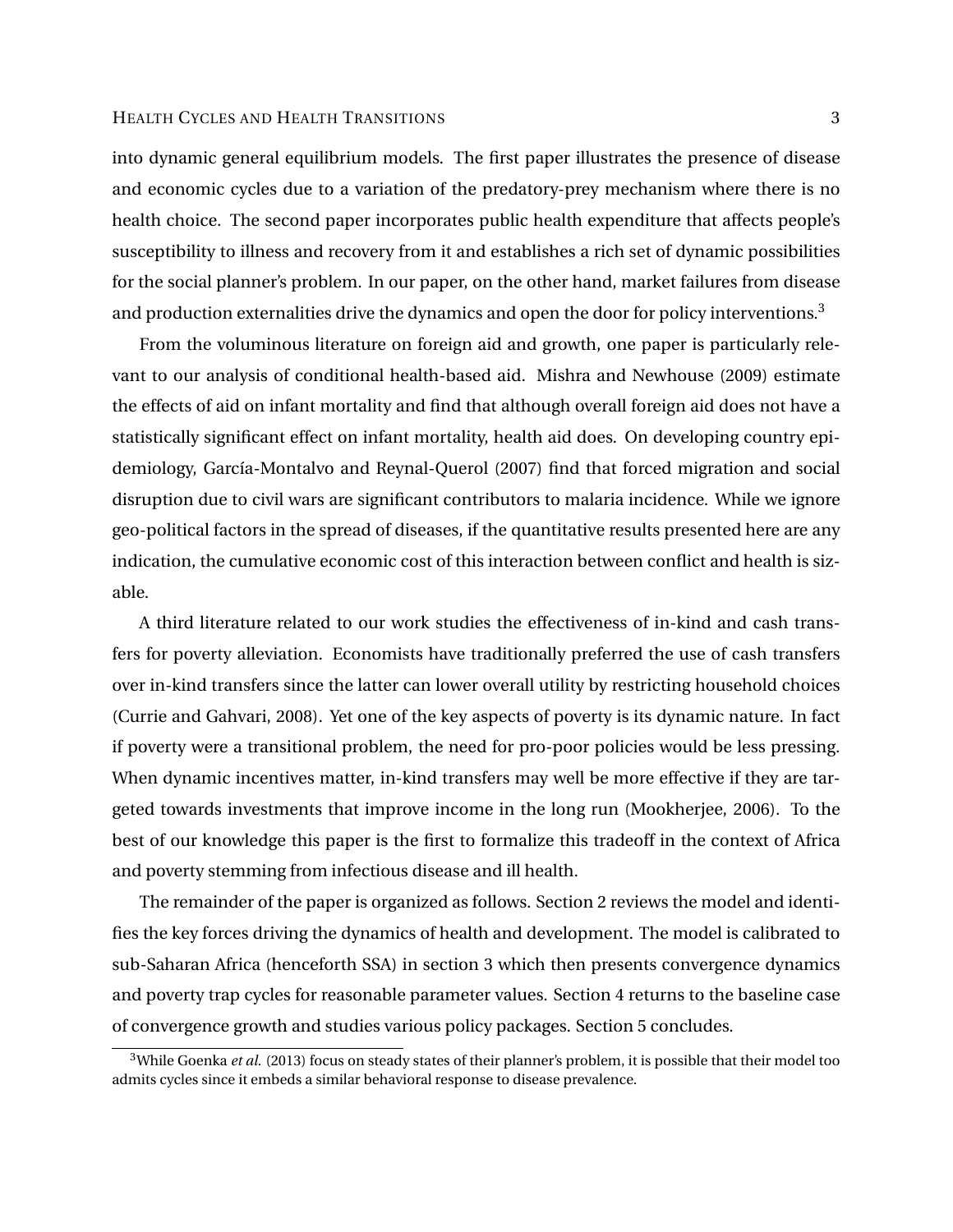into dynamic general equilibrium models. The first paper illustrates the presence of disease and economic cycles due to a variation of the predatory-prey mechanism where there is no health choice. The second paper incorporates public health expenditure that affects people's susceptibility to illness and recovery from it and establishes a rich set of dynamic possibilities for the social planner's problem. In our paper, on the other hand, market failures from disease and production externalities drive the dynamics and open the door for policy interventions.[3]

From the voluminous literature on foreign aid and growth, one paper is particularly relevant to our analysis of conditional health-based aid. Mishra and Newhouse (2009) estimate the effects of aid on infant mortality and find that although overall foreign aid does not have a statistically significant effect on infant mortality, health aid does. On developing country epidemiology, García-Montalvo and Reynal-Querol (2007) find that forced migration and social disruption due to civil wars are significant contributors to malaria incidence. While we ignore geo-political factors in the spread of diseases, if the quantitative results presented here are any indication, the cumulative economic cost of this interaction between conflict and health is sizable.

A third literature related to our work studies the effectiveness of in-kind and cash transfers for poverty alleviation. Economists have traditionally preferred the use of cash transfers over in-kind transfers since the latter can lower overall utility by restricting household choices (Currie and Gahvari, 2008). Yet one of the key aspects of poverty is its dynamic nature. In fact if poverty were a transitional problem, the need for pro-poor policies would be less pressing. When dynamic incentives matter, in-kind transfers may well be more effective if they are targeted towards investments that improve income in the long run (Mookherjee, 2006). To the best of our knowledge this paper is the first to formalize this tradeoff in the context of Africa and poverty stemming from infectious disease and ill health.

The remainder of the paper is organized as follows. Section 2 reviews the model and identifies the key forces driving the dynamics of health and development. The model is calibrated to sub-Saharan Africa (henceforth SSA) in section 3 which then presents convergence dynamics and poverty trap cycles for reasonable parameter values. Section 4 returns to the baseline case of convergence growth and studies various policy packages. Section 5 concludes.

[3]While Goenka *et al.* (2013) focus on steady states of their planner's problem, it is possible that their model too admits cycles since it embeds a similar behavioral response to disease prevalence.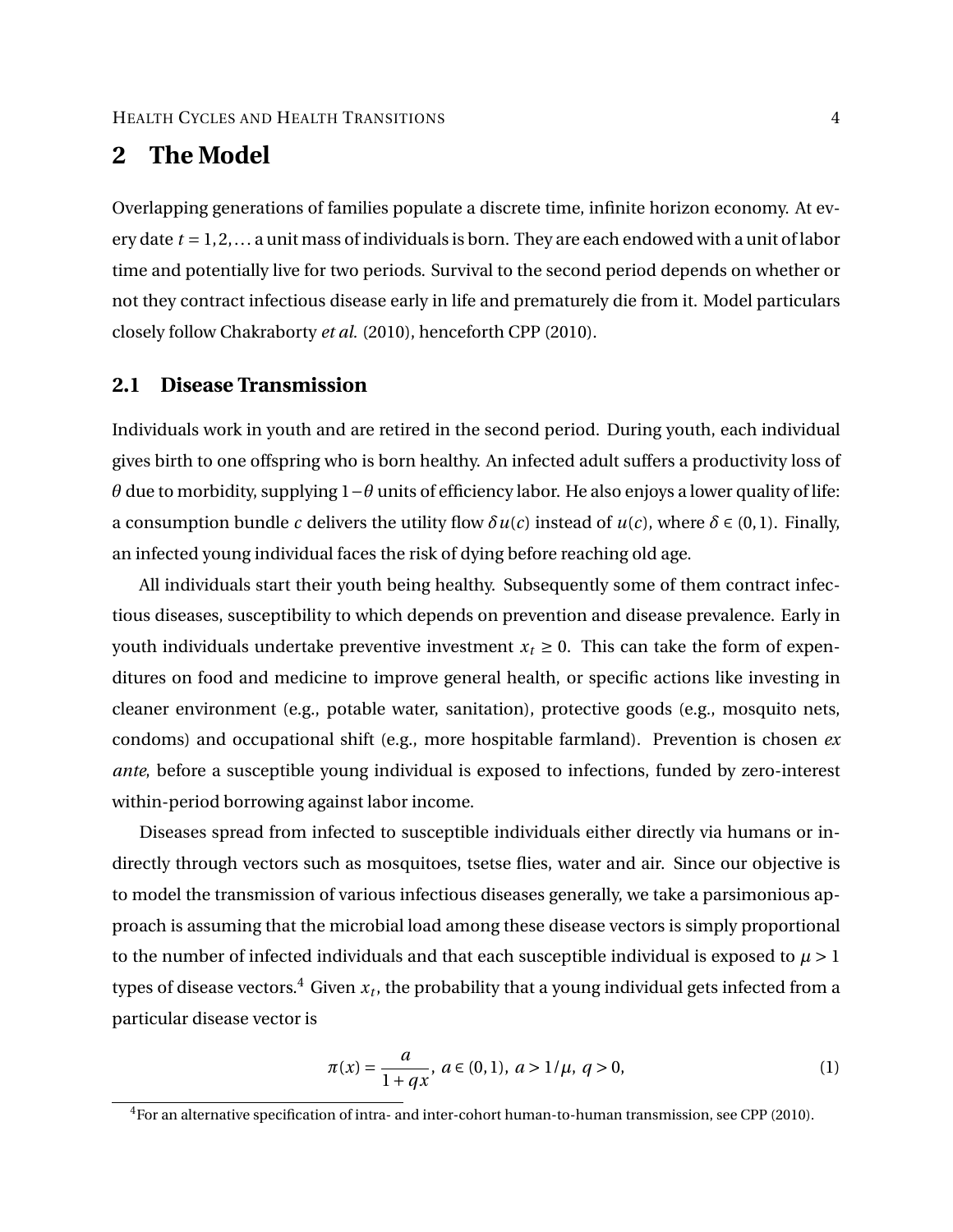## 2 The Model

Overlapping generations of families populate a discrete time, infinite horizon economy. At every date $t = 1, 2, \ldots$ a unit mass of individuals is born. They are each endowed with a unit of labor time and potentially live for two periods. Survival to the second period depends on whether or not they contract infectious disease early in life and prematurely die from it. Model particulars closely follow Chakraborty *et al.* (2010), henceforth CPP (2010).

### 2.1 Disease Transmission

Individuals work in youth and are retired in the second period. During youth, each individual gives birth to one offspring who is born healthy. An infected adult suffers a productivity loss of $\theta$ due to morbidity, supplying $1-\theta$ units of efficiency labor. He also enjoys a lower quality of life: a consumption bundle $c$ delivers the utility flow $\delta u(c)$ instead of $u(c)$, where $\delta \in (0,1)$. Finally, an infected young individual faces the risk of dying before reaching old age.

All individuals start their youth being healthy. Subsequently some of them contract infectious diseases, susceptibility to which depends on prevention and disease prevalence. Early in youth individuals undertake preventive investment $x_t \geq 0$. This can take the form of expenditures on food and medicine to improve general health, or specific actions like investing in cleaner environment (e.g., potable water, sanitation), protective goods (e.g., mosquito nets, condoms) and occupational shift (e.g., more hospitable farmland). Prevention is chosen *ex ante*, before a susceptible young individual is exposed to infections, funded by zero-interest within-period borrowing against labor income.

Diseases spread from infected to susceptible individuals either directly via humans or indirectly through vectors such as mosquitoes, tsetse flies, water and air. Since our objective is to model the transmission of various infectious diseases generally, we take a parsimonious approach is assuming that the microbial load among these disease vectors is simply proportional to the number of infected individuals and that each susceptible individual is exposed to $\mu > 1$ types of disease vectors.[4] Given $x_t$, the probability that a young individual gets infected from a particular disease vector is

$$\pi(x) = \frac{a}{1+qx}, \; a \in (0,1), \; a > 1/\mu, \; q > 0, \tag{1}$$

[4]For an alternative specification of intra- and inter-cohort human-to-human transmission, see CPP (2010).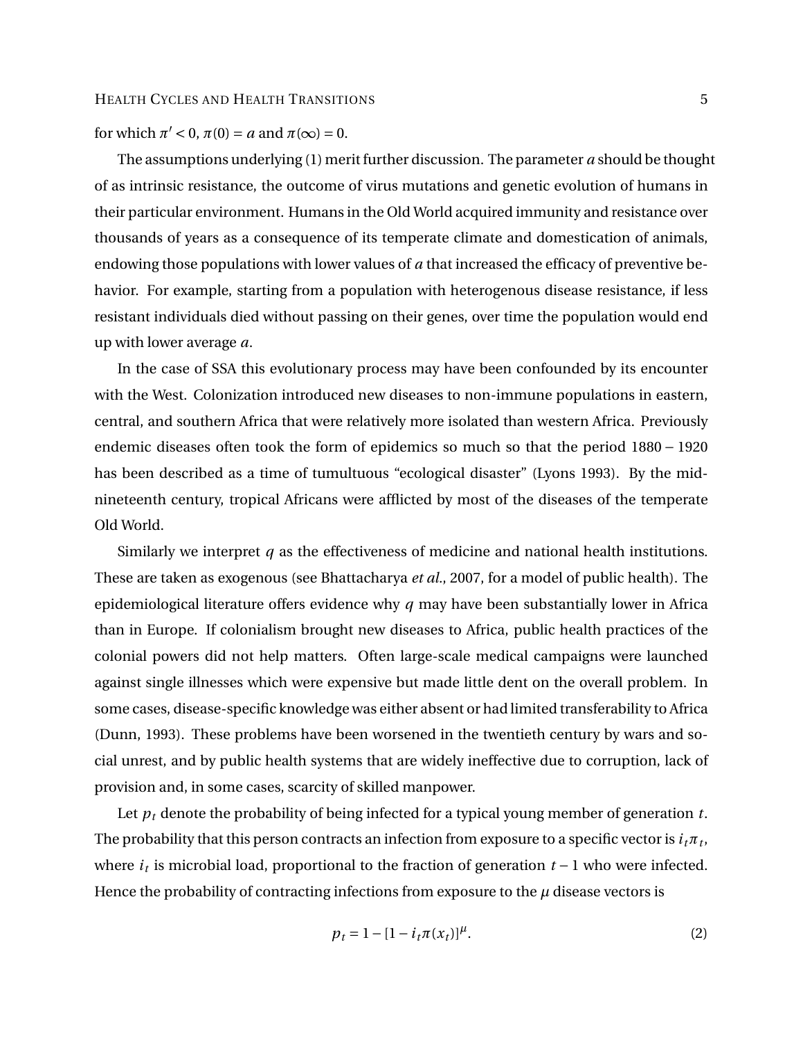for which $\pi' < 0$, $\pi(0) = a$ and $\pi(\infty) = 0$.

The assumptions underlying (1) merit further discussion. The parameter $a$ should be thought of as intrinsic resistance, the outcome of virus mutations and genetic evolution of humans in their particular environment. Humans in the Old World acquired immunity and resistance over thousands of years as a consequence of its temperate climate and domestication of animals, endowing those populations with lower values of $a$ that increased the efficacy of preventive behavior. For example, starting from a population with heterogenous disease resistance, if less resistant individuals died without passing on their genes, over time the population would end up with lower average $a$.

In the case of SSA this evolutionary process may have been confounded by its encounter with the West. Colonization introduced new diseases to non-immune populations in eastern, central, and southern Africa that were relatively more isolated than western Africa. Previously endemic diseases often took the form of epidemics so much so that the period 1880 – 1920 has been described as a time of tumultuous "ecological disaster" (Lyons 1993). By the mid-nineteenth century, tropical Africans were afflicted by most of the diseases of the temperate Old World.

Similarly we interpret $q$ as the effectiveness of medicine and national health institutions. These are taken as exogenous (see Bhattacharya *et al.*, 2007, for a model of public health). The epidemiological literature offers evidence why $q$ may have been substantially lower in Africa than in Europe. If colonialism brought new diseases to Africa, public health practices of the colonial powers did not help matters. Often large-scale medical campaigns were launched against single illnesses which were expensive but made little dent on the overall problem. In some cases, disease-specific knowledge was either absent or had limited transferability to Africa (Dunn, 1993). These problems have been worsened in the twentieth century by wars and social unrest, and by public health systems that are widely ineffective due to corruption, lack of provision and, in some cases, scarcity of skilled manpower.

Let $p_t$ denote the probability of being infected for a typical young member of generation $t$. The probability that this person contracts an infection from exposure to a specific vector is $i_t \pi_t$, where $i_t$ is microbial load, proportional to the fraction of generation $t-1$ who were infected. Hence the probability of contracting infections from exposure to the $\mu$ disease vectors is

$$p_t = 1 - [1 - i_t \pi(x_t)]^{\mu}. \tag{2}$$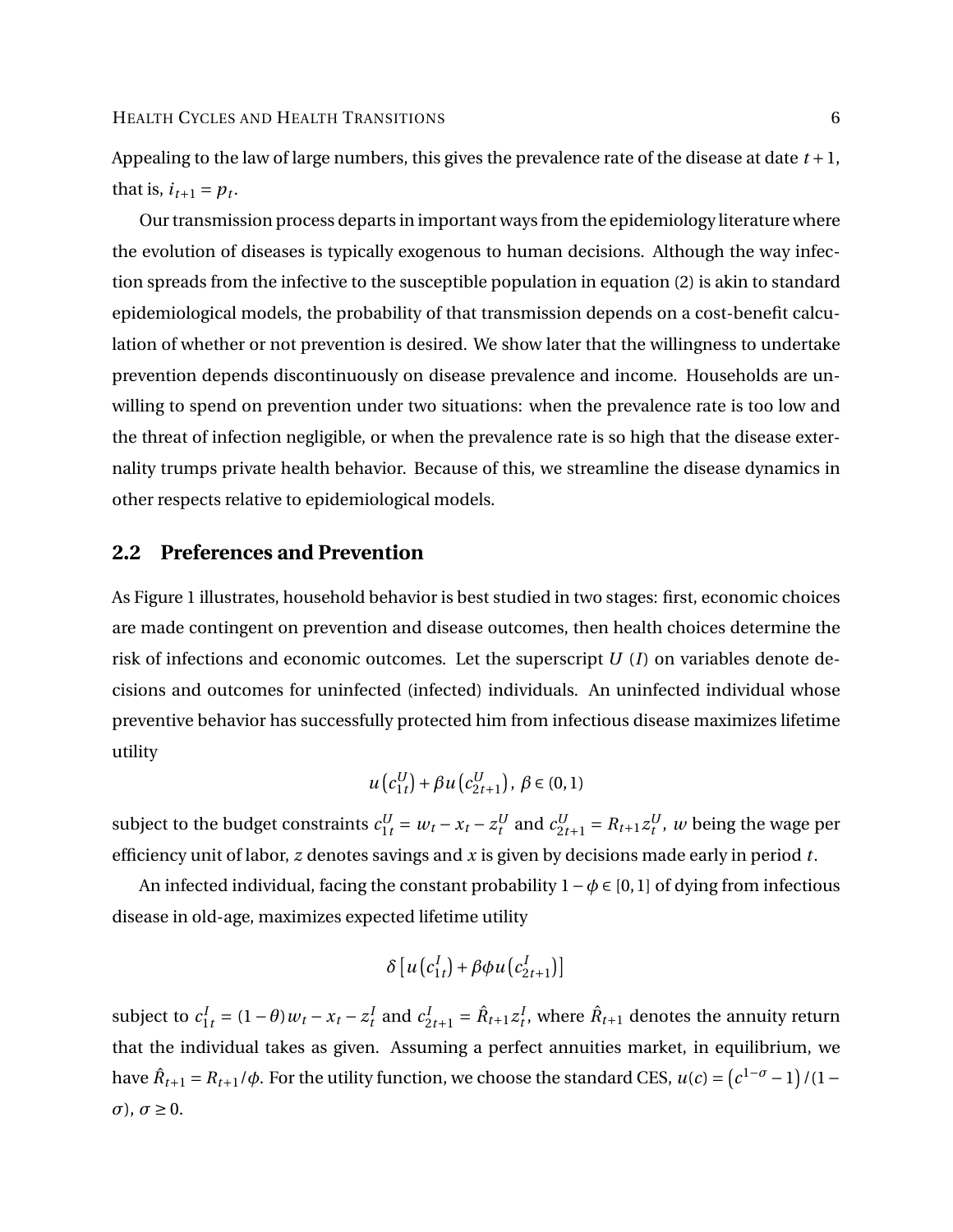Appealing to the law of large numbers, this gives the prevalence rate of the disease at date $t+1$, that is, $i_{t+1} = p_t$.

Our transmission process departs in important ways from the epidemiology literature where the evolution of diseases is typically exogenous to human decisions. Although the way infection spreads from the infective to the susceptible population in equation (2) is akin to standard epidemiological models, the probability of that transmission depends on a cost-benefit calculation of whether or not prevention is desired. We show later that the willingness to undertake prevention depends discontinuously on disease prevalence and income. Households are unwilling to spend on prevention under two situations: when the prevalence rate is too low and the threat of infection negligible, or when the prevalence rate is so high that the disease externality trumps private health behavior. Because of this, we streamline the disease dynamics in other respects relative to epidemiological models.

## 2.2 Preferences and Prevention

As Figure 1 illustrates, household behavior is best studied in two stages: first, economic choices are made contingent on prevention and disease outcomes, then health choices determine the risk of infections and economic outcomes. Let the superscript $U$ ($I$) on variables denote decisions and outcomes for uninfected (infected) individuals. An uninfected individual whose preventive behavior has successfully protected him from infectious disease maximizes lifetime utility

$$u\left(c_{1t}^{U}\right) + \beta u\left(c_{2t+1}^{U}\right),\ \beta \in (0,1)$$

subject to the budget constraints $c_{1t}^{U} = w_t - x_t - z_t^{U}$ and $c_{2t+1}^{U} = R_{t+1} z_t^{U}$, $w$ being the wage per efficiency unit of labor, $z$ denotes savings and $x$ is given by decisions made early in period $t$.

An infected individual, facing the constant probability $1-\phi \in [0,1]$ of dying from infectious disease in old-age, maximizes expected lifetime utility

$$\delta\left[u\left(c_{1t}^{I}\right) + \beta\phi u\left(c_{2t+1}^{I}\right)\right]$$

subject to $c_{1t}^{I} = (1-\theta) w_t - x_t - z_t^{I}$ and $c_{2t+1}^{I} = \hat{R}_{t+1} z_t^{I}$, where $\hat{R}_{t+1}$ denotes the annuity return that the individual takes as given. Assuming a perfect annuities market, in equilibrium, we have $\hat{R}_{t+1} = R_{t+1}/\phi$. For the utility function, we choose the standard CES, $u(c) = \left(c^{1-\sigma} - 1\right)/(1-\sigma)$, $\sigma \geq 0$.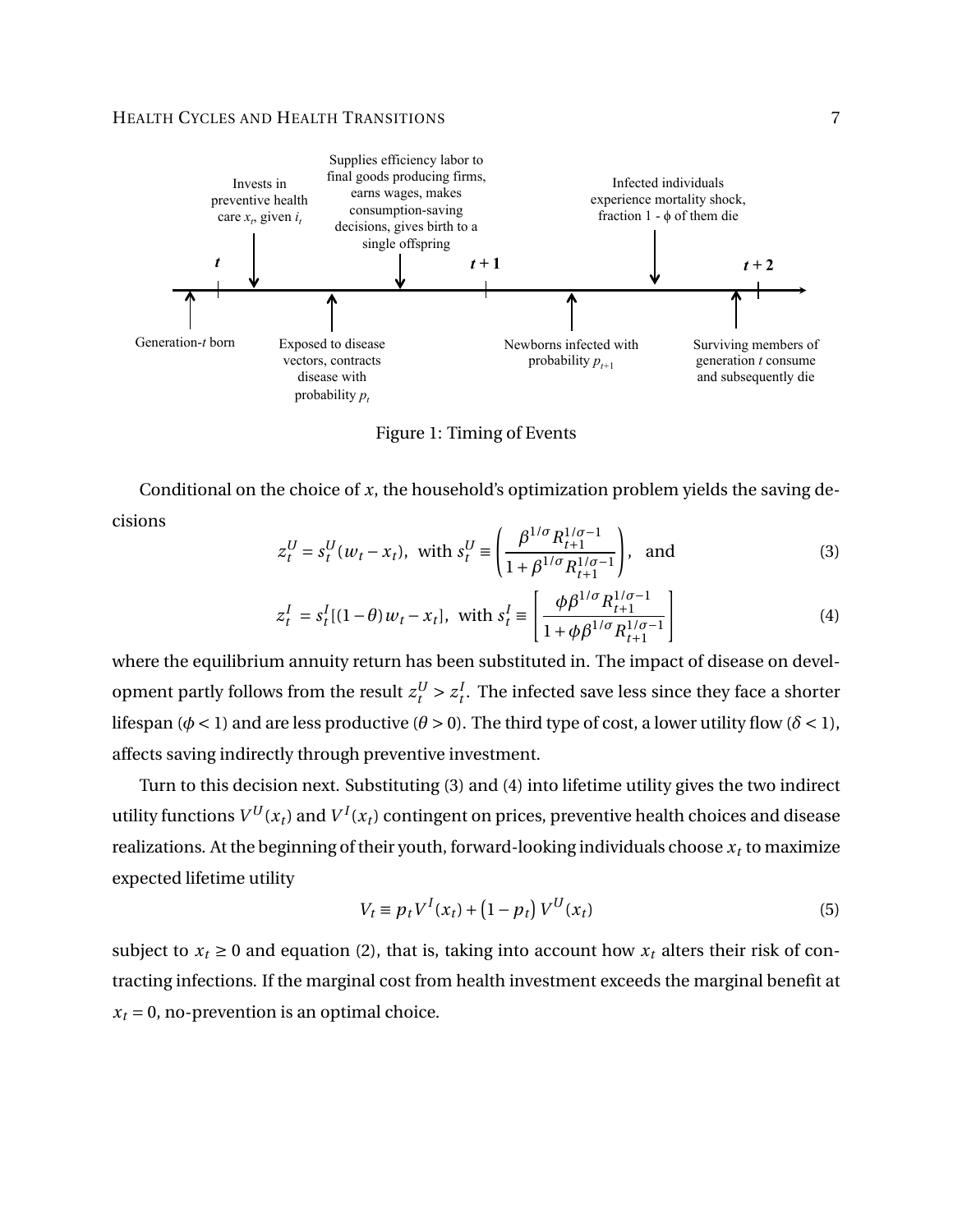Figure 1: Timing of Events

Conditional on the choice of $x$, the household's optimization problem yields the saving decisions

$$z_t^U = s_t^U(w_t - x_t), \text{ with } s_t^U \equiv \left(\frac{\beta^{1/\sigma} R_{t+1}^{1/\sigma-1}}{1+\beta^{1/\sigma} R_{t+1}^{1/\sigma-1}}\right), \text{ and} \tag{3}$$

$$z_t^I = s_t^I[(1-\theta)w_t - x_t], \text{ with } s_t^I \equiv \left[\frac{\phi\beta^{1/\sigma} R_{t+1}^{1/\sigma-1}}{1+\phi\beta^{1/\sigma} R_{t+1}^{1/\sigma-1}}\right] \tag{4}$$

where the equilibrium annuity return has been substituted in. The impact of disease on development partly follows from the result $z_t^U > z_t^I$. The infected save less since they face a shorter lifespan ($\phi < 1$) and are less productive ($\theta > 0$). The third type of cost, a lower utility flow ($\delta < 1$), affects saving indirectly through preventive investment.

Turn to this decision next. Substituting (3) and (4) into lifetime utility gives the two indirect utility functions $V^U(x_t)$ and $V^I(x_t)$ contingent on prices, preventive health choices and disease realizations. At the beginning of their youth, forward-looking individuals choose $x_t$ to maximize expected lifetime utility

$$V_t \equiv p_t V^I(x_t) + (1-p_t)V^U(x_t) \tag{5}$$

subject to $x_t \geq 0$ and equation (2), that is, taking into account how $x_t$ alters their risk of contracting infections. If the marginal cost from health investment exceeds the marginal benefit at $x_t = 0$, no-prevention is an optimal choice.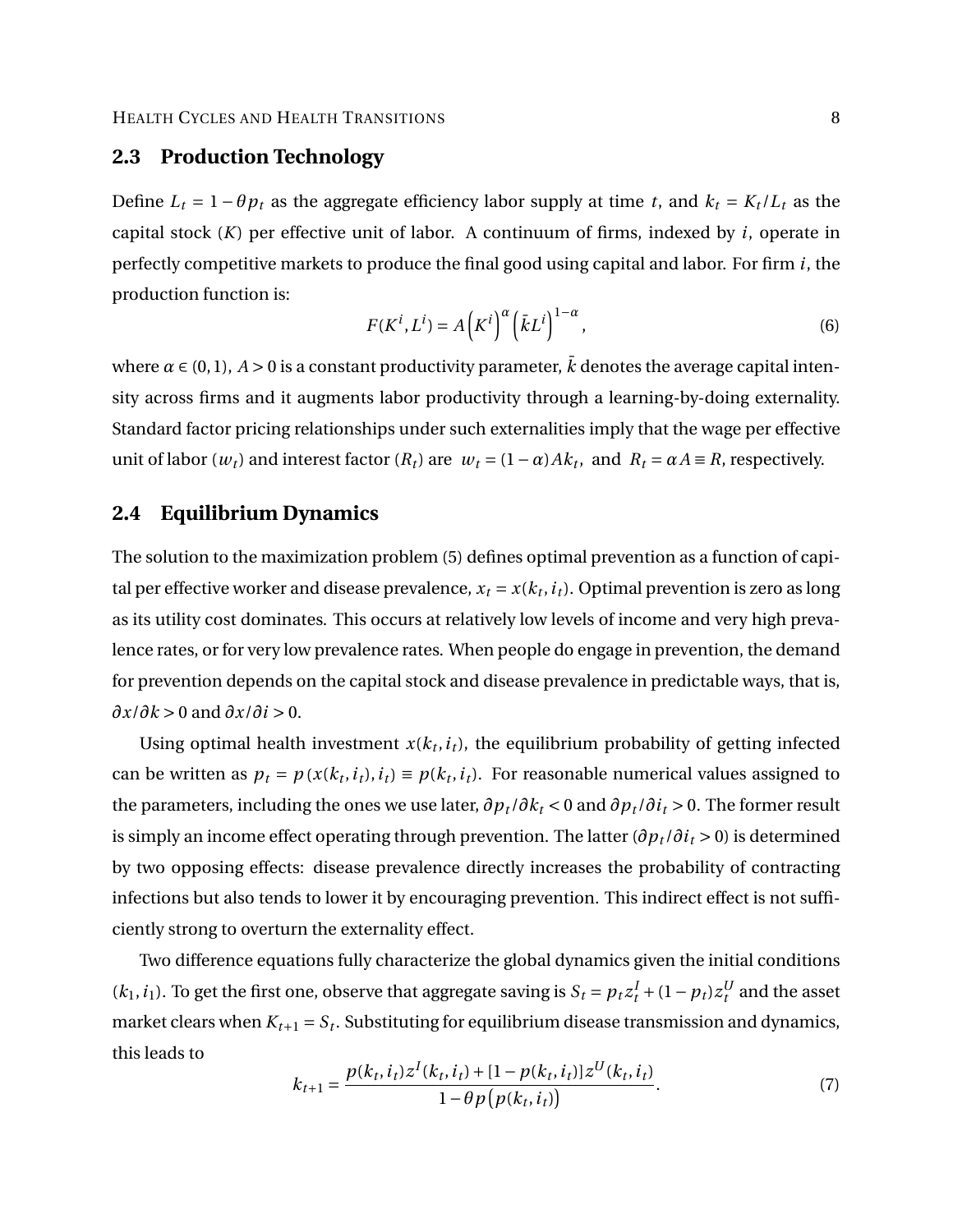## 2.3 Production Technology

Define $L_t = 1 - \theta p_t$ as the aggregate efficiency labor supply at time $t$, and $k_t = K_t / L_t$ as the capital stock ($K$) per effective unit of labor. A continuum of firms, indexed by $i$, operate in perfectly competitive markets to produce the final good using capital and labor. For firm $i$, the production function is:

$$
F(K^i, L^i) = A\left(K^i\right)^{\alpha}\left(\bar{k}L^i\right)^{1-\alpha}, \tag{6}
$$

where $\alpha \in (0,1)$, $A > 0$ is a constant productivity parameter, $\bar{k}$ denotes the average capital intensity across firms and it augments labor productivity through a learning-by-doing externality. Standard factor pricing relationships under such externalities imply that the wage per effective unit of labor ($w_t$) and interest factor ($R_t$) are $w_t = (1-\alpha)Ak_t$, and $R_t = \alpha A \equiv R$, respectively.

## 2.4 Equilibrium Dynamics

The solution to the maximization problem (5) defines optimal prevention as a function of capital per effective worker and disease prevalence, $x_t = x(k_t, i_t)$. Optimal prevention is zero as long as its utility cost dominates. This occurs at relatively low levels of income and very high prevalence rates, or for very low prevalence rates. When people do engage in prevention, the demand for prevention depends on the capital stock and disease prevalence in predictable ways, that is, $\partial x / \partial k > 0$ and $\partial x / \partial i > 0$.

Using optimal health investment $x(k_t, i_t)$, the equilibrium probability of getting infected can be written as $p_t = p\left(x(k_t, i_t), i_t\right) \equiv p(k_t, i_t)$. For reasonable numerical values assigned to the parameters, including the ones we use later, $\partial p_t / \partial k_t < 0$ and $\partial p_t / \partial i_t > 0$. The former result is simply an income effect operating through prevention. The latter ($\partial p_t / \partial i_t > 0$) is determined by two opposing effects: disease prevalence directly increases the probability of contracting infections but also tends to lower it by encouraging prevention. This indirect effect is not sufficiently strong to overturn the externality effect.

Two difference equations fully characterize the global dynamics given the initial conditions $(k_1, i_1)$. To get the first one, observe that aggregate saving is $S_t = p_t z_t^I + (1-p_t) z_t^U$ and the asset market clears when $K_{t+1} = S_t$. Substituting for equilibrium disease transmission and dynamics, this leads to

$$
k_{t+1} = \frac{p(k_t, i_t) z^I(k_t, i_t) + [1 - p(k_t, i_t)] z^U(k_t, i_t)}{1 - \theta p\left(p(k_t, i_t)\right)}. \tag{7}
$$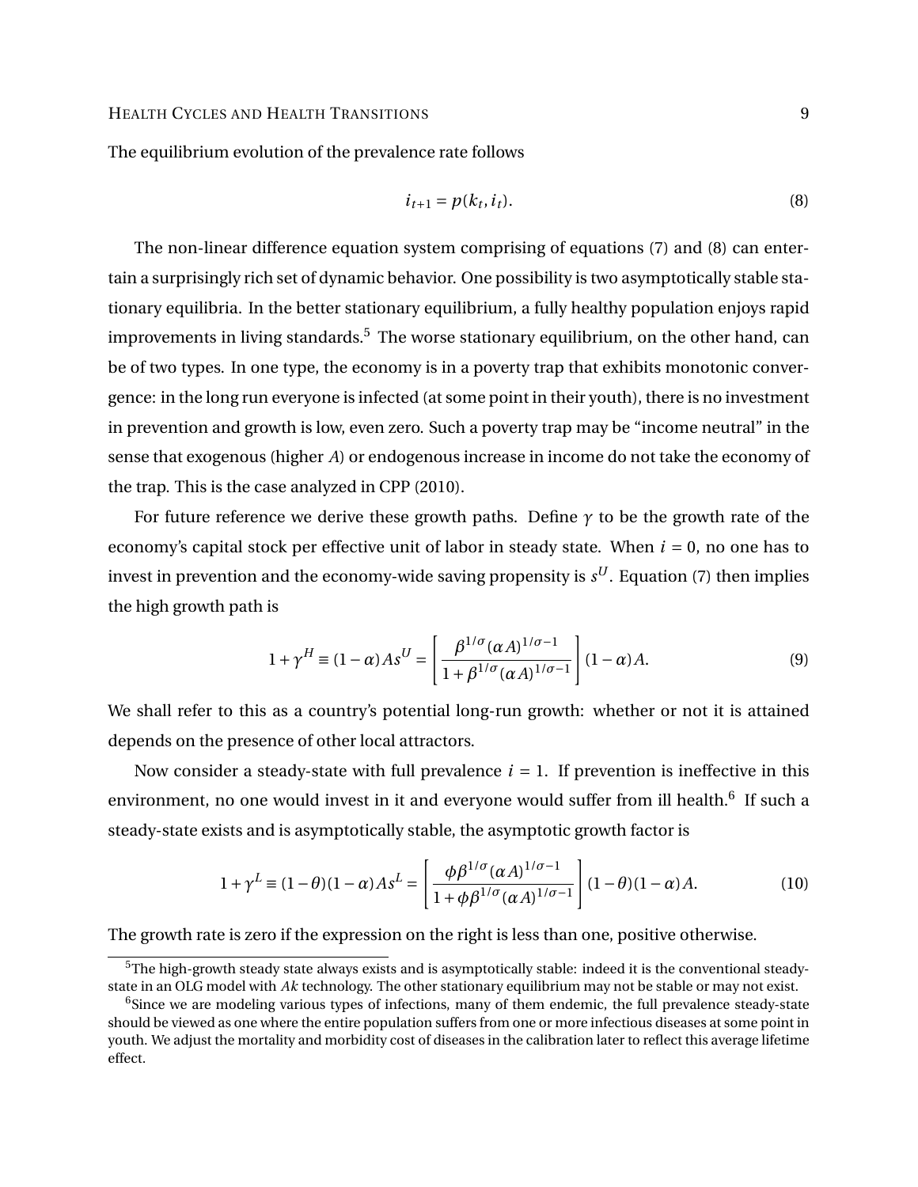The equilibrium evolution of the prevalence rate follows

$$i_{t+1} = p(k_t, i_t). \tag{8}$$

The non-linear difference equation system comprising of equations (7) and (8) can entertain a surprisingly rich set of dynamic behavior. One possibility is two asymptotically stable stationary equilibria. In the better stationary equilibrium, a fully healthy population enjoys rapid improvements in living standards.[5] The worse stationary equilibrium, on the other hand, can be of two types. In one type, the economy is in a poverty trap that exhibits monotonic convergence: in the long run everyone is infected (at some point in their youth), there is no investment in prevention and growth is low, even zero. Such a poverty trap may be "income neutral" in the sense that exogenous (higher $A$) or endogenous increase in income do not take the economy of the trap. This is the case analyzed in CPP (2010).

For future reference we derive these growth paths. Define $\gamma$ to be the growth rate of the economy's capital stock per effective unit of labor in steady state. When $i = 0$, no one has to invest in prevention and the economy-wide saving propensity is $s^U$. Equation (7) then implies the high growth path is

$$1 + \gamma^H \equiv (1-\alpha)As^U = \left[\frac{\beta^{1/\sigma}(\alpha A)^{1/\sigma - 1}}{1 + \beta^{1/\sigma}(\alpha A)^{1/\sigma - 1}}\right](1-\alpha)A. \tag{9}$$

We shall refer to this as a country's potential long-run growth: whether or not it is attained depends on the presence of other local attractors.

Now consider a steady-state with full prevalence $i = 1$. If prevention is ineffective in this environment, no one would invest in it and everyone would suffer from ill health.[6] If such a steady-state exists and is asymptotically stable, the asymptotic growth factor is

$$1 + \gamma^L \equiv (1-\theta)(1-\alpha)As^L = \left[\frac{\phi\beta^{1/\sigma}(\alpha A)^{1/\sigma - 1}}{1 + \phi\beta^{1/\sigma}(\alpha A)^{1/\sigma - 1}}\right](1-\theta)(1-\alpha)A. \tag{10}$$

The growth rate is zero if the expression on the right is less than one, positive otherwise.

---

[5] The high-growth steady state always exists and is asymptotically stable: indeed it is the conventional steady-state in an OLG model with $Ak$ technology. The other stationary equilibrium may not be stable or may not exist.

[6] Since we are modeling various types of infections, many of them endemic, the full prevalence steady-state should be viewed as one where the entire population suffers from one or more infectious diseases at some point in youth. We adjust the mortality and morbidity cost of diseases in the calibration later to reflect this average lifetime effect.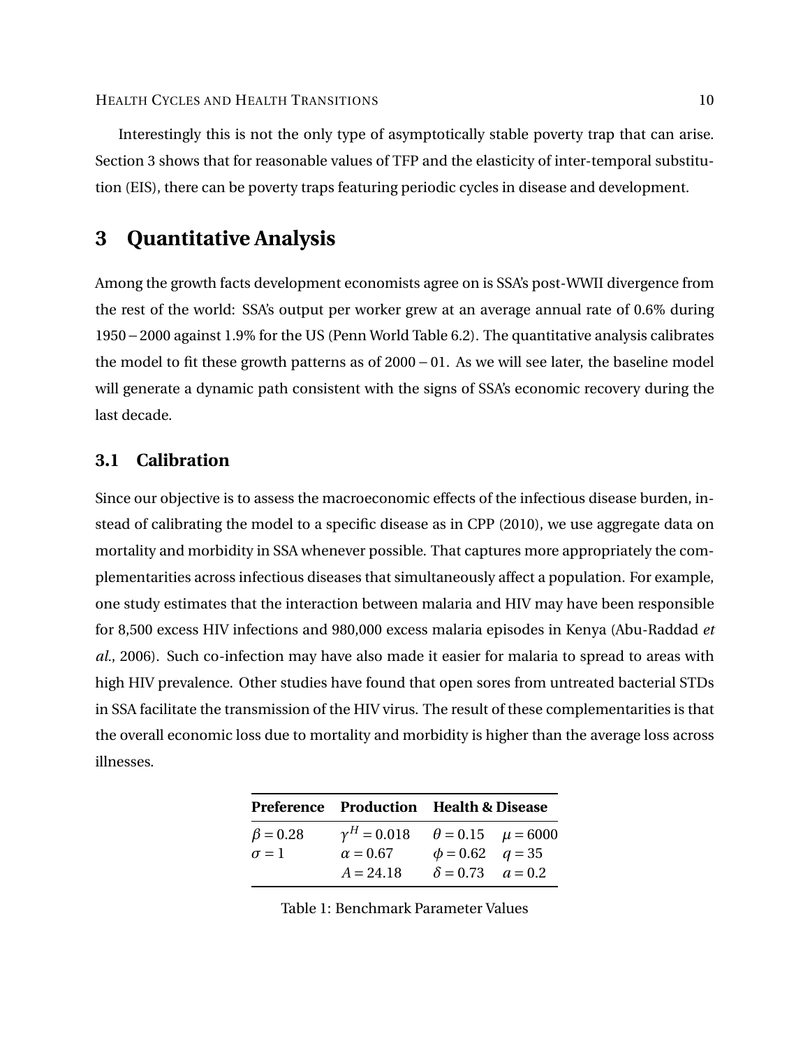Interestingly this is not the only type of asymptotically stable poverty trap that can arise. Section 3 shows that for reasonable values of TFP and the elasticity of inter-temporal substitution (EIS), there can be poverty traps featuring periodic cycles in disease and development.

# 3 Quantitative Analysis

Among the growth facts development economists agree on is SSA's post-WWII divergence from the rest of the world: SSA's output per worker grew at an average annual rate of 0.6% during 1950 – 2000 against 1.9% for the US (Penn World Table 6.2). The quantitative analysis calibrates the model to fit these growth patterns as of 2000 – 01. As we will see later, the baseline model will generate a dynamic path consistent with the signs of SSA's economic recovery during the last decade.

## 3.1 Calibration

Since our objective is to assess the macroeconomic effects of the infectious disease burden, instead of calibrating the model to a specific disease as in CPP (2010), we use aggregate data on mortality and morbidity in SSA whenever possible. That captures more appropriately the complementarities across infectious diseases that simultaneously affect a population. For example, one study estimates that the interaction between malaria and HIV may have been responsible for 8,500 excess HIV infections and 980,000 excess malaria episodes in Kenya (Abu-Raddad *et al.*, 2006). Such co-infection may have also made it easier for malaria to spread to areas with high HIV prevalence. Other studies have found that open sores from untreated bacterial STDs in SSA facilitate the transmission of the HIV virus. The result of these complementarities is that the overall economic loss due to mortality and morbidity is higher than the average loss across illnesses.

| Preference | Production | Health & Disease | |
|---|---|---|---|
| $\beta = 0.28$ | $\gamma^H = 0.018$ | $\theta = 0.15$ | $\mu = 6000$ |
| $\sigma = 1$ | $\alpha = 0.67$ | $\phi = 0.62$ | $q = 35$ |
| | $A = 24.18$ | $\delta = 0.73$ | $a = 0.2$ |

Table 1: Benchmark Parameter Values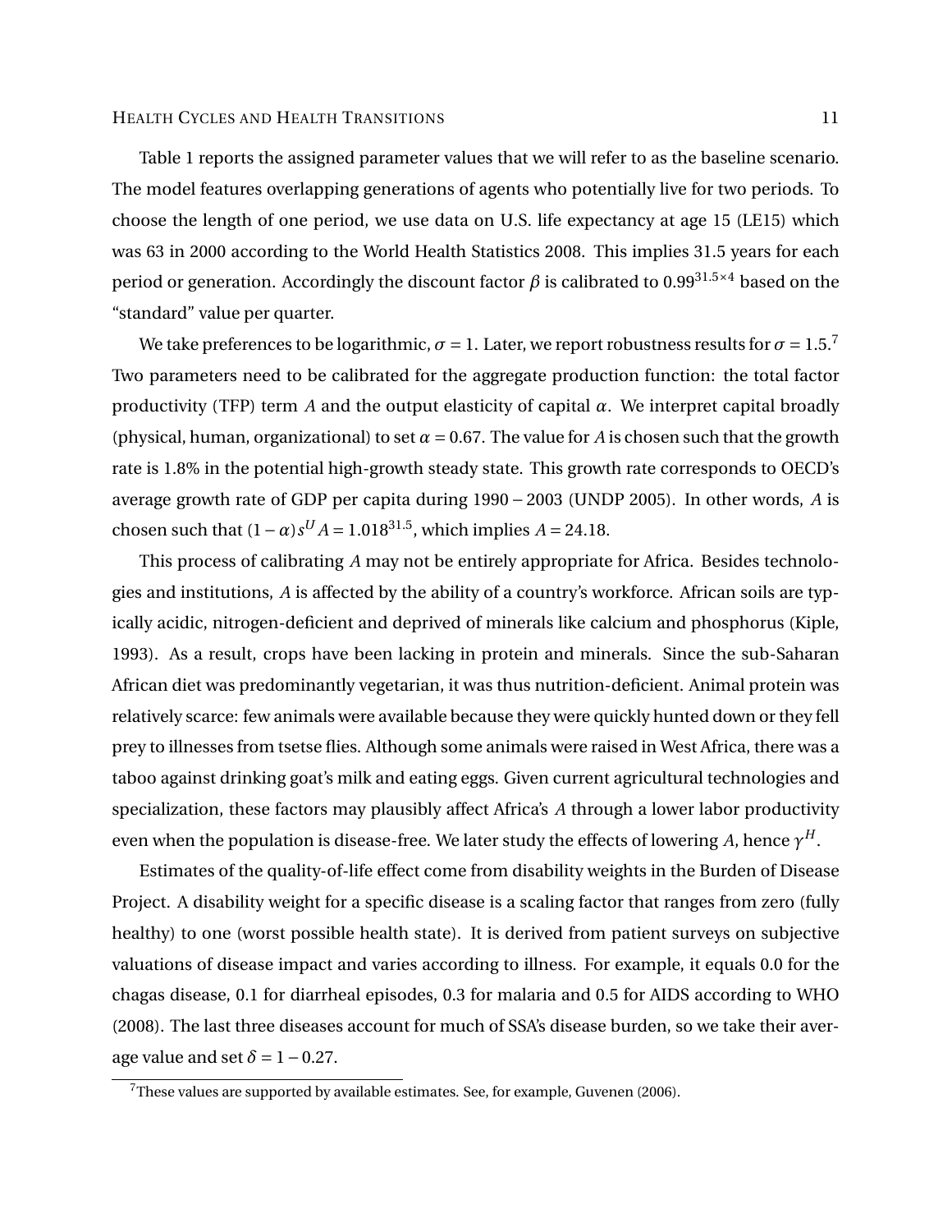Table 1 reports the assigned parameter values that we will refer to as the baseline scenario. The model features overlapping generations of agents who potentially live for two periods. To choose the length of one period, we use data on U.S. life expectancy at age 15 (LE15) which was 63 in 2000 according to the World Health Statistics 2008. This implies 31.5 years for each period or generation. Accordingly the discount factor $\beta$ is calibrated to $0.99^{31.5\times 4}$ based on the "standard" value per quarter.

We take preferences to be logarithmic, $\sigma = 1$. Later, we report robustness results for $\sigma = 1.5$.[7] Two parameters need to be calibrated for the aggregate production function: the total factor productivity (TFP) term $A$ and the output elasticity of capital $\alpha$. We interpret capital broadly (physical, human, organizational) to set $\alpha = 0.67$. The value for $A$ is chosen such that the growth rate is 1.8% in the potential high-growth steady state. This growth rate corresponds to OECD's average growth rate of GDP per capita during 1990 – 2003 (UNDP 2005). In other words, $A$ is chosen such that $(1-\alpha)s^U A = 1.018^{31.5}$, which implies $A = 24.18$.

This process of calibrating $A$ may not be entirely appropriate for Africa. Besides technologies and institutions, $A$ is affected by the ability of a country's workforce. African soils are typically acidic, nitrogen-deficient and deprived of minerals like calcium and phosphorus (Kiple, 1993). As a result, crops have been lacking in protein and minerals. Since the sub-Saharan African diet was predominantly vegetarian, it was thus nutrition-deficient. Animal protein was relatively scarce: few animals were available because they were quickly hunted down or they fell prey to illnesses from tsetse flies. Although some animals were raised in West Africa, there was a taboo against drinking goat's milk and eating eggs. Given current agricultural technologies and specialization, these factors may plausibly affect Africa's $A$ through a lower labor productivity even when the population is disease-free. We later study the effects of lowering $A$, hence $\gamma^H$.

Estimates of the quality-of-life effect come from disability weights in the Burden of Disease Project. A disability weight for a specific disease is a scaling factor that ranges from zero (fully healthy) to one (worst possible health state). It is derived from patient surveys on subjective valuations of disease impact and varies according to illness. For example, it equals 0.0 for the chagas disease, 0.1 for diarrheal episodes, 0.3 for malaria and 0.5 for AIDS according to WHO (2008). The last three diseases account for much of SSA's disease burden, so we take their average value and set $\delta = 1 - 0.27$.

[7] These values are supported by available estimates. See, for example, Guvenen (2006).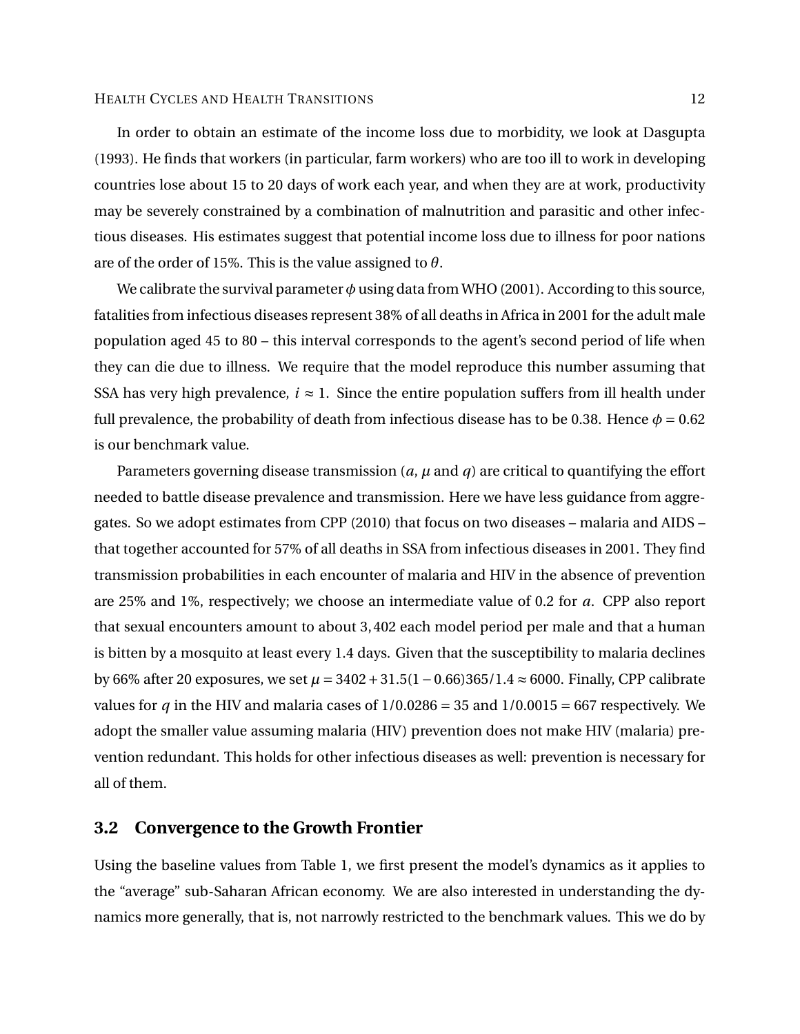In order to obtain an estimate of the income loss due to morbidity, we look at Dasgupta (1993). He finds that workers (in particular, farm workers) who are too ill to work in developing countries lose about 15 to 20 days of work each year, and when they are at work, productivity may be severely constrained by a combination of malnutrition and parasitic and other infectious diseases. His estimates suggest that potential income loss due to illness for poor nations are of the order of 15%. This is the value assigned to $\theta$.

We calibrate the survival parameter $\phi$ using data from WHO (2001). According to this source, fatalities from infectious diseases represent 38% of all deaths in Africa in 2001 for the adult male population aged 45 to 80 – this interval corresponds to the agent's second period of life when they can die due to illness. We require that the model reproduce this number assuming that SSA has very high prevalence, $i \approx 1$. Since the entire population suffers from ill health under full prevalence, the probability of death from infectious disease has to be 0.38. Hence $\phi = 0.62$ is our benchmark value.

Parameters governing disease transmission ($a$, $\mu$ and $q$) are critical to quantifying the effort needed to battle disease prevalence and transmission. Here we have less guidance from aggregates. So we adopt estimates from CPP (2010) that focus on two diseases – malaria and AIDS – that together accounted for 57% of all deaths in SSA from infectious diseases in 2001. They find transmission probabilities in each encounter of malaria and HIV in the absence of prevention are 25% and 1%, respectively; we choose an intermediate value of 0.2 for $a$. CPP also report that sexual encounters amount to about 3,402 each model period per male and that a human is bitten by a mosquito at least every 1.4 days. Given that the susceptibility to malaria declines by 66% after 20 exposures, we set $\mu = 3402 + 31.5(1 - 0.66)365/1.4 \approx 6000$. Finally, CPP calibrate values for $q$ in the HIV and malaria cases of $1/0.0286 = 35$ and $1/0.0015 = 667$ respectively. We adopt the smaller value assuming malaria (HIV) prevention does not make HIV (malaria) prevention redundant. This holds for other infectious diseases as well: prevention is necessary for all of them.

## 3.2 Convergence to the Growth Frontier

Using the baseline values from Table 1, we first present the model's dynamics as it applies to the "average" sub-Saharan African economy. We are also interested in understanding the dynamics more generally, that is, not narrowly restricted to the benchmark values. This we do by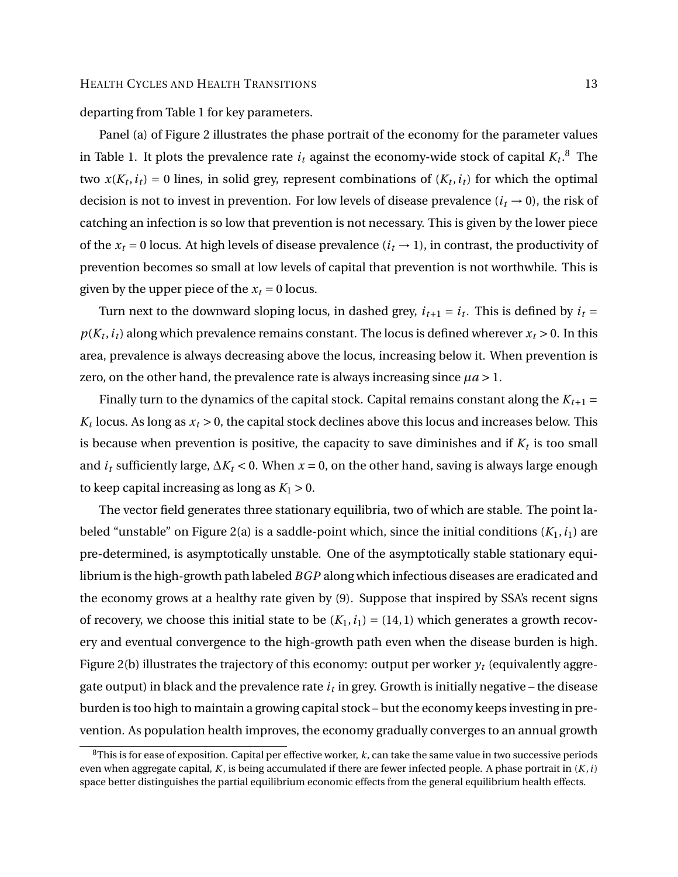departing from Table 1 for key parameters.

Panel (a) of Figure 2 illustrates the phase portrait of the economy for the parameter values in Table 1. It plots the prevalence rate $i_t$ against the economy-wide stock of capital $K_t$.[8] The two $x(K_t, i_t) = 0$ lines, in solid grey, represent combinations of $(K_t, i_t)$ for which the optimal decision is not to invest in prevention. For low levels of disease prevalence ($i_t \to 0$), the risk of catching an infection is so low that prevention is not necessary. This is given by the lower piece of the $x_t = 0$ locus. At high levels of disease prevalence ($i_t \to 1$), in contrast, the productivity of prevention becomes so small at low levels of capital that prevention is not worthwhile. This is given by the upper piece of the $x_t = 0$ locus.

Turn next to the downward sloping locus, in dashed grey, $i_{t+1} = i_t$. This is defined by $i_t = p(K_t, i_t)$ along which prevalence remains constant. The locus is defined wherever $x_t > 0$. In this area, prevalence is always decreasing above the locus, increasing below it. When prevention is zero, on the other hand, the prevalence rate is always increasing since $\mu a > 1$.

Finally turn to the dynamics of the capital stock. Capital remains constant along the $K_{t+1} = K_t$ locus. As long as $x_t > 0$, the capital stock declines above this locus and increases below. This is because when prevention is positive, the capacity to save diminishes and if $K_t$ is too small and $i_t$ sufficiently large, $\Delta K_t < 0$. When $x = 0$, on the other hand, saving is always large enough to keep capital increasing as long as $K_1 > 0$.

The vector field generates three stationary equilibria, two of which are stable. The point labeled "unstable" on Figure 2(a) is a saddle-point which, since the initial conditions $(K_1, i_1)$ are pre-determined, is asymptotically unstable. One of the asymptotically stable stationary equilibrium is the high-growth path labeled *BGP* along which infectious diseases are eradicated and the economy grows at a healthy rate given by (9). Suppose that inspired by SSA's recent signs of recovery, we choose this initial state to be $(K_1, i_1) = (14, 1)$ which generates a growth recovery and eventual convergence to the high-growth path even when the disease burden is high. Figure 2(b) illustrates the trajectory of this economy: output per worker $y_t$ (equivalently aggregate output) in black and the prevalence rate $i_t$ in grey. Growth is initially negative – the disease burden is too high to maintain a growing capital stock – but the economy keeps investing in prevention. As population health improves, the economy gradually converges to an annual growth

[8] This is for ease of exposition. Capital per effective worker, $k$, can take the same value in two successive periods even when aggregate capital, $K$, is being accumulated if there are fewer infected people. A phase portrait in $(K, i)$ space better distinguishes the partial equilibrium economic effects from the general equilibrium health effects.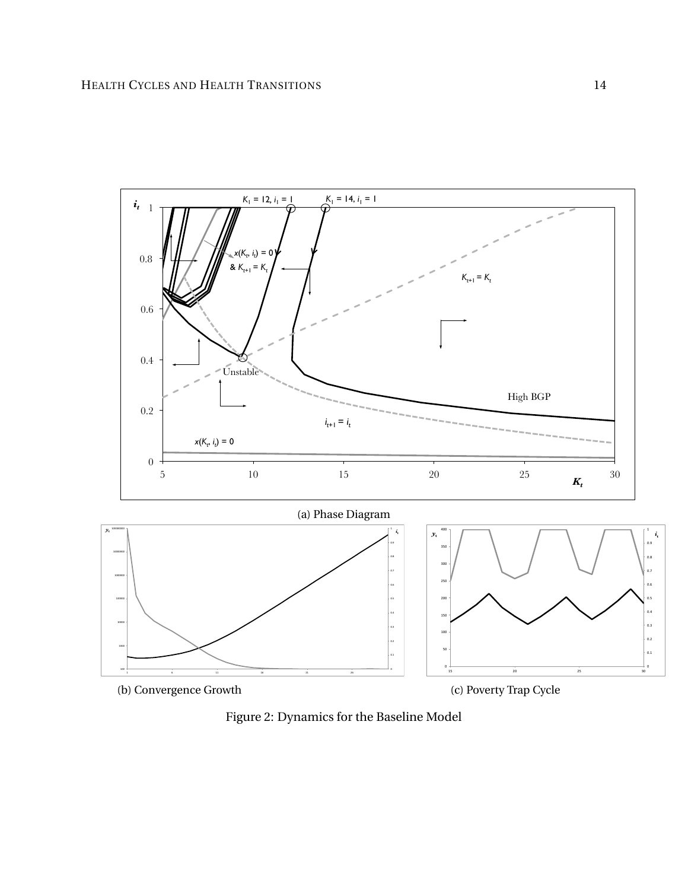(a) Phase Diagram

(b) Convergence Growth

(c) Poverty Trap Cycle

Figure 2: Dynamics for the Baseline Model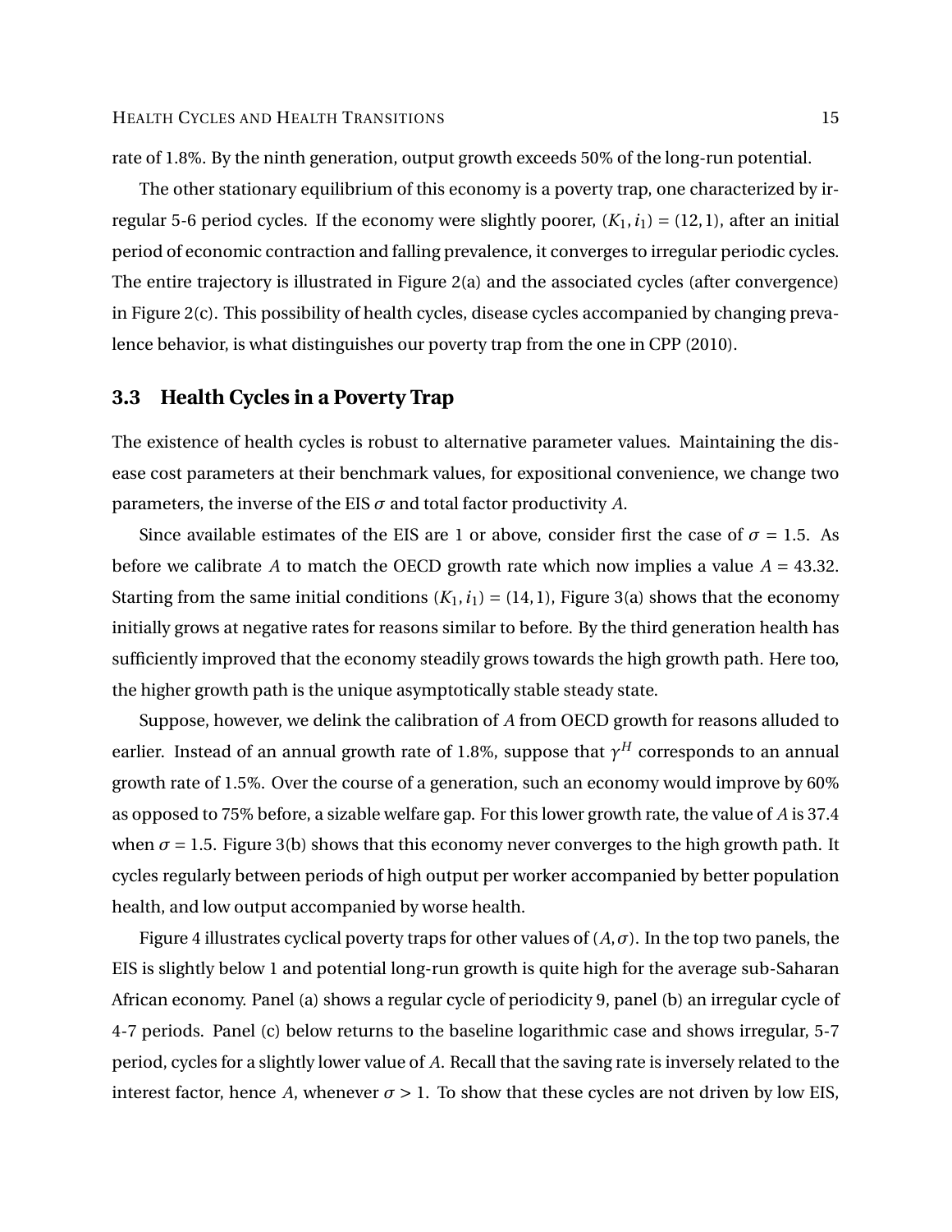rate of 1.8%. By the ninth generation, output growth exceeds 50% of the long-run potential.

The other stationary equilibrium of this economy is a poverty trap, one characterized by irregular 5-6 period cycles. If the economy were slightly poorer, $(K_1, i_1) = (12, 1)$, after an initial period of economic contraction and falling prevalence, it converges to irregular periodic cycles. The entire trajectory is illustrated in Figure 2(a) and the associated cycles (after convergence) in Figure 2(c). This possibility of health cycles, disease cycles accompanied by changing prevalence behavior, is what distinguishes our poverty trap from the one in CPP (2010).

### 3.3 Health Cycles in a Poverty Trap

The existence of health cycles is robust to alternative parameter values. Maintaining the disease cost parameters at their benchmark values, for expositional convenience, we change two parameters, the inverse of the EIS $\sigma$ and total factor productivity $A$.

Since available estimates of the EIS are 1 or above, consider first the case of $\sigma = 1.5$. As before we calibrate $A$ to match the OECD growth rate which now implies a value $A = 43.32$. Starting from the same initial conditions $(K_1, i_1) = (14, 1)$, Figure 3(a) shows that the economy initially grows at negative rates for reasons similar to before. By the third generation health has sufficiently improved that the economy steadily grows towards the high growth path. Here too, the higher growth path is the unique asymptotically stable steady state.

Suppose, however, we delink the calibration of $A$ from OECD growth for reasons alluded to earlier. Instead of an annual growth rate of 1.8%, suppose that $\gamma^H$ corresponds to an annual growth rate of 1.5%. Over the course of a generation, such an economy would improve by 60% as opposed to 75% before, a sizable welfare gap. For this lower growth rate, the value of $A$ is 37.4 when $\sigma = 1.5$. Figure 3(b) shows that this economy never converges to the high growth path. It cycles regularly between periods of high output per worker accompanied by better population health, and low output accompanied by worse health.

Figure 4 illustrates cyclical poverty traps for other values of $(A, \sigma)$. In the top two panels, the EIS is slightly below 1 and potential long-run growth is quite high for the average sub-Saharan African economy. Panel (a) shows a regular cycle of periodicity 9, panel (b) an irregular cycle of 4-7 periods. Panel (c) below returns to the baseline logarithmic case and shows irregular, 5-7 period, cycles for a slightly lower value of $A$. Recall that the saving rate is inversely related to the interest factor, hence $A$, whenever $\sigma > 1$. To show that these cycles are not driven by low EIS,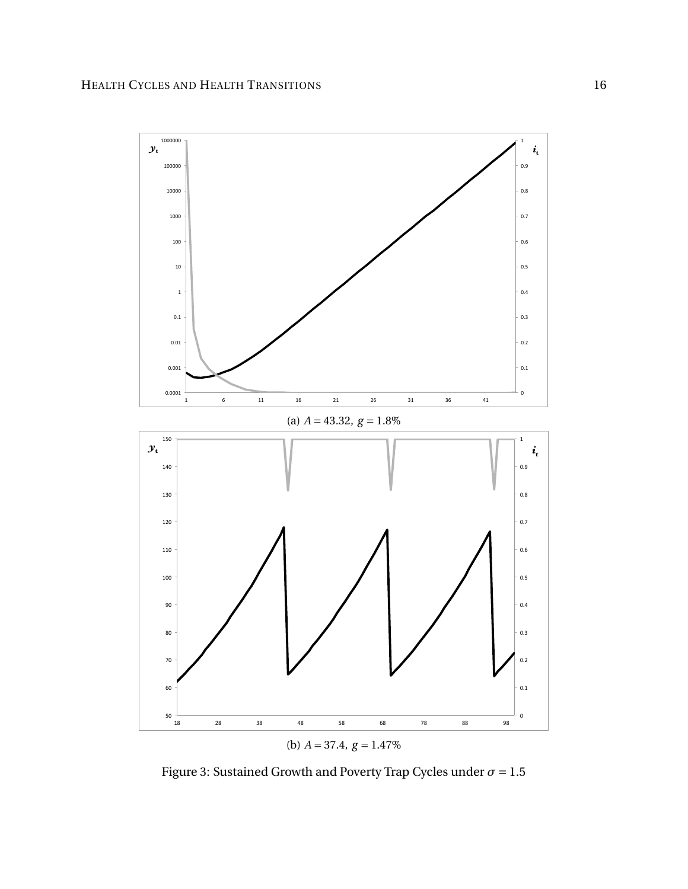(a) $A = 43.32,\ g = 1.8\%$

(b) $A = 37.4,\ g = 1.47\%$

Figure 3: Sustained Growth and Poverty Trap Cycles under $\sigma = 1.5$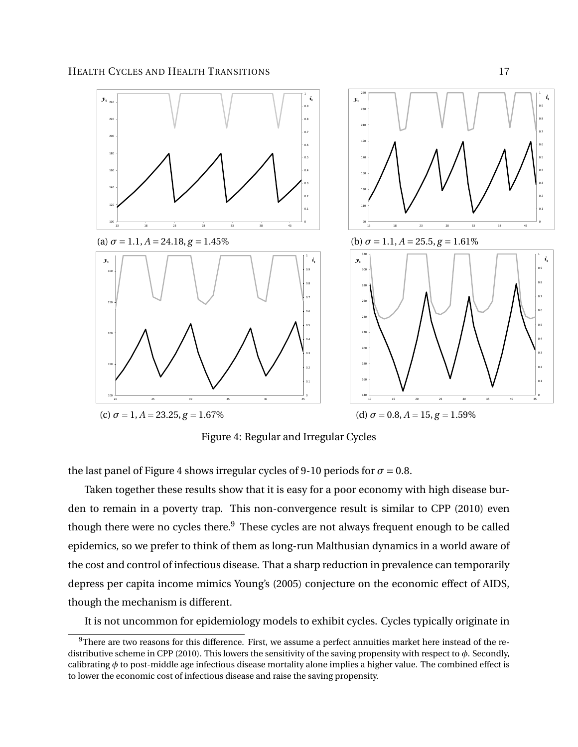(a) $\sigma = 1.1, A = 24.18, g = 1.45\%$

(b) $\sigma = 1.1, A = 25.5, g = 1.61\%$

(c) $\sigma = 1, A = 23.25, g = 1.67\%$

(d) $\sigma = 0.8, A = 15, g = 1.59\%$

Figure 4: Regular and Irregular Cycles

the last panel of Figure 4 shows irregular cycles of 9-10 periods for $\sigma = 0.8$.

Taken together these results show that it is easy for a poor economy with high disease burden to remain in a poverty trap. This non-convergence result is similar to CPP (2010) even though there were no cycles there.[9] These cycles are not always frequent enough to be called epidemics, so we prefer to think of them as long-run Malthusian dynamics in a world aware of the cost and control of infectious disease. That a sharp reduction in prevalence can temporarily depress per capita income mimics Young's (2005) conjecture on the economic effect of AIDS, though the mechanism is different.

It is not uncommon for epidemiology models to exhibit cycles. Cycles typically originate in

[9]There are two reasons for this difference. First, we assume a perfect annuities market here instead of the redistributive scheme in CPP (2010). This lowers the sensitivity of the saving propensity with respect to $\phi$. Secondly, calibrating $\phi$ to post-middle age infectious disease mortality alone implies a higher value. The combined effect is to lower the economic cost of infectious disease and raise the saving propensity.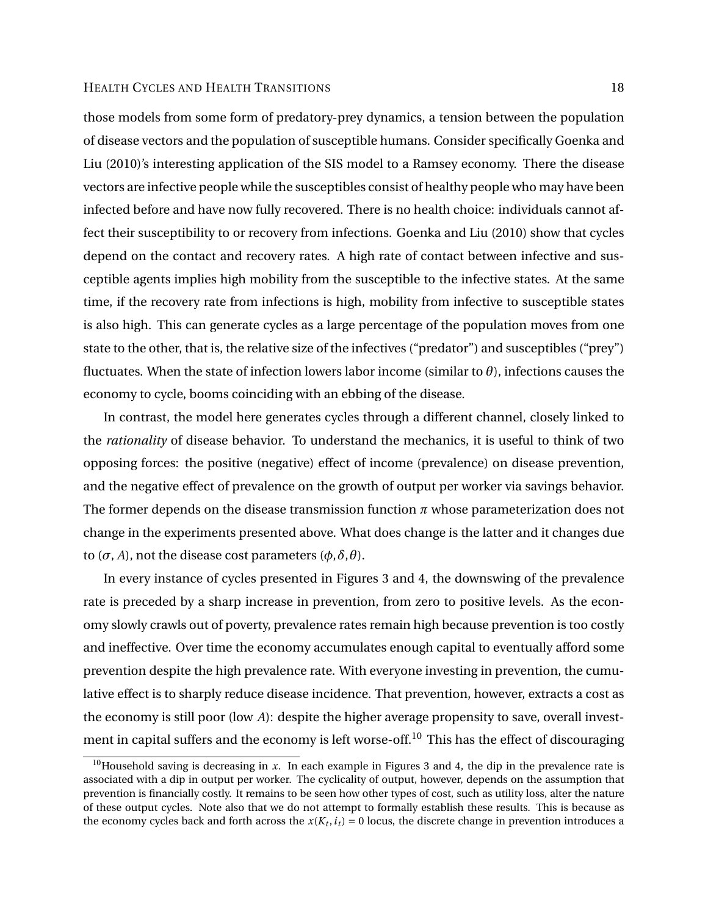those models from some form of predatory-prey dynamics, a tension between the population of disease vectors and the population of susceptible humans. Consider specifically Goenka and Liu (2010)'s interesting application of the SIS model to a Ramsey economy. There the disease vectors are infective people while the susceptibles consist of healthy people who may have been infected before and have now fully recovered. There is no health choice: individuals cannot affect their susceptibility to or recovery from infections. Goenka and Liu (2010) show that cycles depend on the contact and recovery rates. A high rate of contact between infective and susceptible agents implies high mobility from the susceptible to the infective states. At the same time, if the recovery rate from infections is high, mobility from infective to susceptible states is also high. This can generate cycles as a large percentage of the population moves from one state to the other, that is, the relative size of the infectives ("predator") and susceptibles ("prey") fluctuates. When the state of infection lowers labor income (similar to $\theta$), infections causes the economy to cycle, booms coinciding with an ebbing of the disease.

In contrast, the model here generates cycles through a different channel, closely linked to the *rationality* of disease behavior. To understand the mechanics, it is useful to think of two opposing forces: the positive (negative) effect of income (prevalence) on disease prevention, and the negative effect of prevalence on the growth of output per worker via savings behavior. The former depends on the disease transmission function $\pi$ whose parameterization does not change in the experiments presented above. What does change is the latter and it changes due to $(\sigma, A)$, not the disease cost parameters $(\phi, \delta, \theta)$.

In every instance of cycles presented in Figures 3 and 4, the downswing of the prevalence rate is preceded by a sharp increase in prevention, from zero to positive levels. As the economy slowly crawls out of poverty, prevalence rates remain high because prevention is too costly and ineffective. Over time the economy accumulates enough capital to eventually afford some prevention despite the high prevalence rate. With everyone investing in prevention, the cumulative effect is to sharply reduce disease incidence. That prevention, however, extracts a cost as the economy is still poor (low $A$): despite the higher average propensity to save, overall investment in capital suffers and the economy is left worse-off.[10] This has the effect of discouraging

[10] Household saving is decreasing in $x$. In each example in Figures 3 and 4, the dip in the prevalence rate is associated with a dip in output per worker. The cyclicality of output, however, depends on the assumption that prevention is financially costly. It remains to be seen how other types of cost, such as utility loss, alter the nature of these output cycles. Note also that we do not attempt to formally establish these results. This is because as the economy cycles back and forth across the $x(K_t, i_t) = 0$ locus, the discrete change in prevention introduces a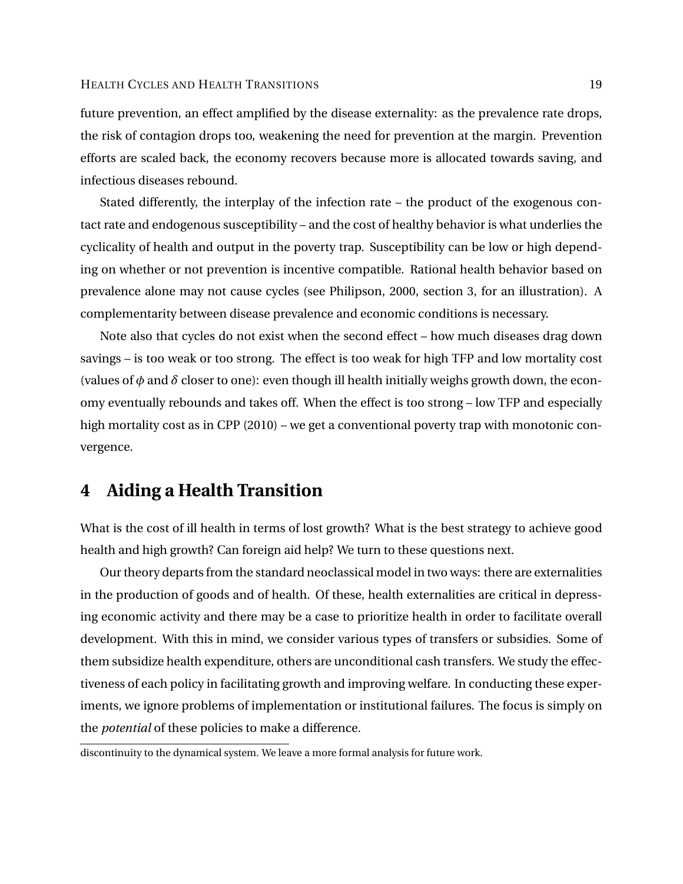future prevention, an effect amplified by the disease externality: as the prevalence rate drops, the risk of contagion drops too, weakening the need for prevention at the margin. Prevention efforts are scaled back, the economy recovers because more is allocated towards saving, and infectious diseases rebound.

Stated differently, the interplay of the infection rate – the product of the exogenous contact rate and endogenous susceptibility – and the cost of healthy behavior is what underlies the cyclicality of health and output in the poverty trap. Susceptibility can be low or high depending on whether or not prevention is incentive compatible. Rational health behavior based on prevalence alone may not cause cycles (see Philipson, 2000, section 3, for an illustration). A complementarity between disease prevalence and economic conditions is necessary.

Note also that cycles do not exist when the second effect – how much diseases drag down savings – is too weak or too strong. The effect is too weak for high TFP and low mortality cost (values of $\phi$ and $\delta$ closer to one): even though ill health initially weighs growth down, the economy eventually rebounds and takes off. When the effect is too strong – low TFP and especially high mortality cost as in CPP (2010) – we get a conventional poverty trap with monotonic convergence.

# 4 Aiding a Health Transition

What is the cost of ill health in terms of lost growth? What is the best strategy to achieve good health and high growth? Can foreign aid help? We turn to these questions next.

Our theory departs from the standard neoclassical model in two ways: there are externalities in the production of goods and of health. Of these, health externalities are critical in depressing economic activity and there may be a case to prioritize health in order to facilitate overall development. With this in mind, we consider various types of transfers or subsidies. Some of them subsidize health expenditure, others are unconditional cash transfers. We study the effectiveness of each policy in facilitating growth and improving welfare. In conducting these experiments, we ignore problems of implementation or institutional failures. The focus is simply on the *potential* of these policies to make a difference.

discontinuity to the dynamical system. We leave a more formal analysis for future work.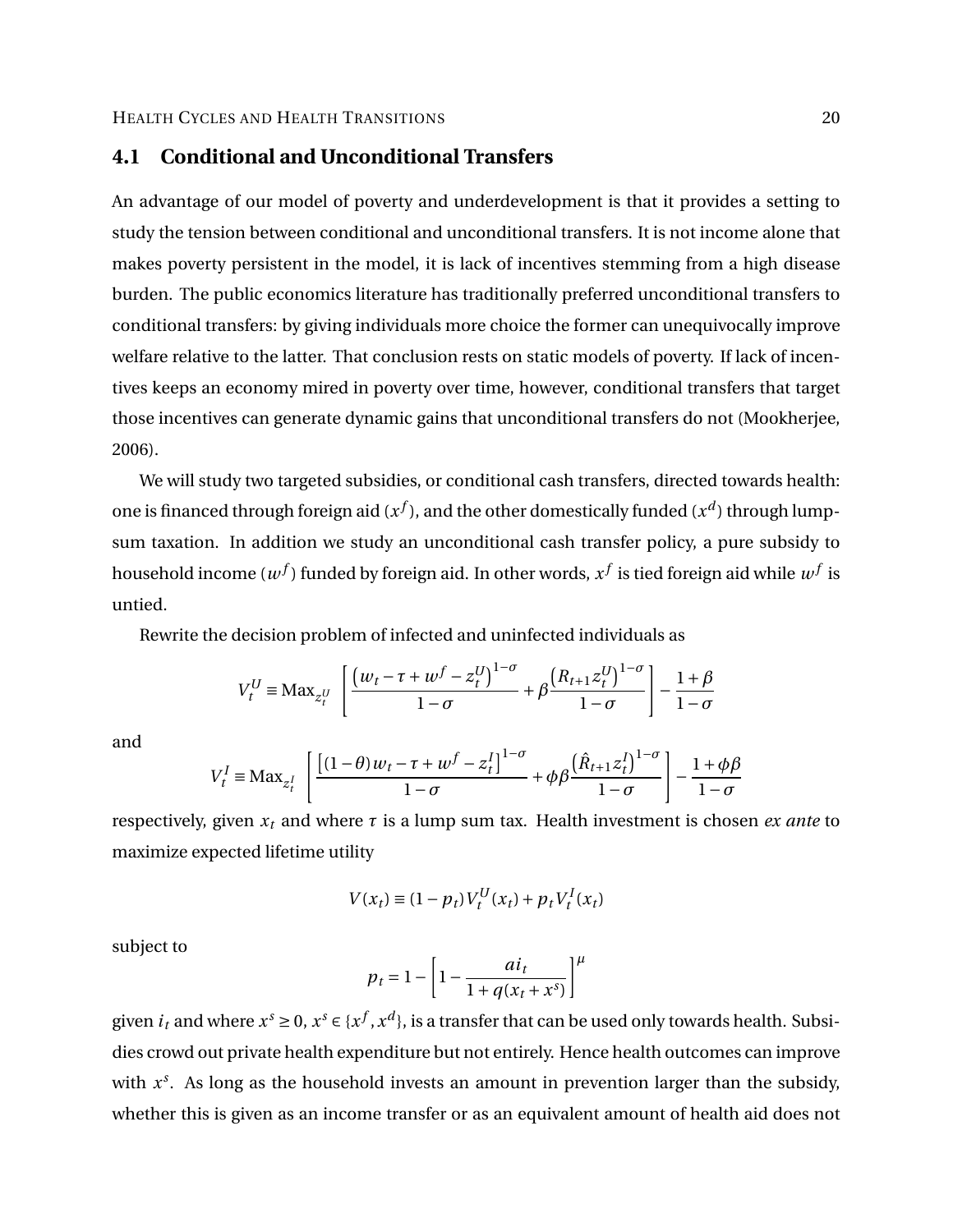## 4.1 Conditional and Unconditional Transfers

An advantage of our model of poverty and underdevelopment is that it provides a setting to study the tension between conditional and unconditional transfers. It is not income alone that makes poverty persistent in the model, it is lack of incentives stemming from a high disease burden. The public economics literature has traditionally preferred unconditional transfers to conditional transfers: by giving individuals more choice the former can unequivocally improve welfare relative to the latter. That conclusion rests on static models of poverty. If lack of incentives keeps an economy mired in poverty over time, however, conditional transfers that target those incentives can generate dynamic gains that unconditional transfers do not (Mookherjee, 2006).

We will study two targeted subsidies, or conditional cash transfers, directed towards health: one is financed through foreign aid ($x^f$), and the other domestically funded ($x^d$) through lump-sum taxation. In addition we study an unconditional cash transfer policy, a pure subsidy to household income ($w^f$) funded by foreign aid. In other words, $x^f$ is tied foreign aid while $w^f$ is untied.

Rewrite the decision problem of infected and uninfected individuals as

$$V_t^U \equiv \text{Max}_{z_t^U} \left[ \frac{\left(w_t - \tau + w^f - z_t^U\right)^{1-\sigma}}{1-\sigma} + \beta \frac{\left(R_{t+1} z_t^U\right)^{1-\sigma}}{1-\sigma} \right] - \frac{1+\beta}{1-\sigma}$$

and

$$V_t^I \equiv \text{Max}_{z_t^I} \left[ \frac{\left[(1-\theta) w_t - \tau + w^f - z_t^I\right]^{1-\sigma}}{1-\sigma} + \phi\beta \frac{\left(\hat{R}_{t+1} z_t^I\right)^{1-\sigma}}{1-\sigma} \right] - \frac{1+\phi\beta}{1-\sigma}$$

respectively, given $x_t$ and where $\tau$ is a lump sum tax. Health investment is chosen *ex ante* to maximize expected lifetime utility

$$V(x_t) \equiv (1-p_t) V_t^U(x_t) + p_t V_t^I(x_t)$$

subject to

$$p_t = 1 - \left[1 - \frac{a i_t}{1 + q(x_t + x^s)}\right]^{\mu}$$

given $i_t$ and where $x^s \geq 0$, $x^s \in \{x^f, x^d\}$, is a transfer that can be used only towards health. Subsidies crowd out private health expenditure but not entirely. Hence health outcomes can improve with $x^s$. As long as the household invests an amount in prevention larger than the subsidy, whether this is given as an income transfer or as an equivalent amount of health aid does not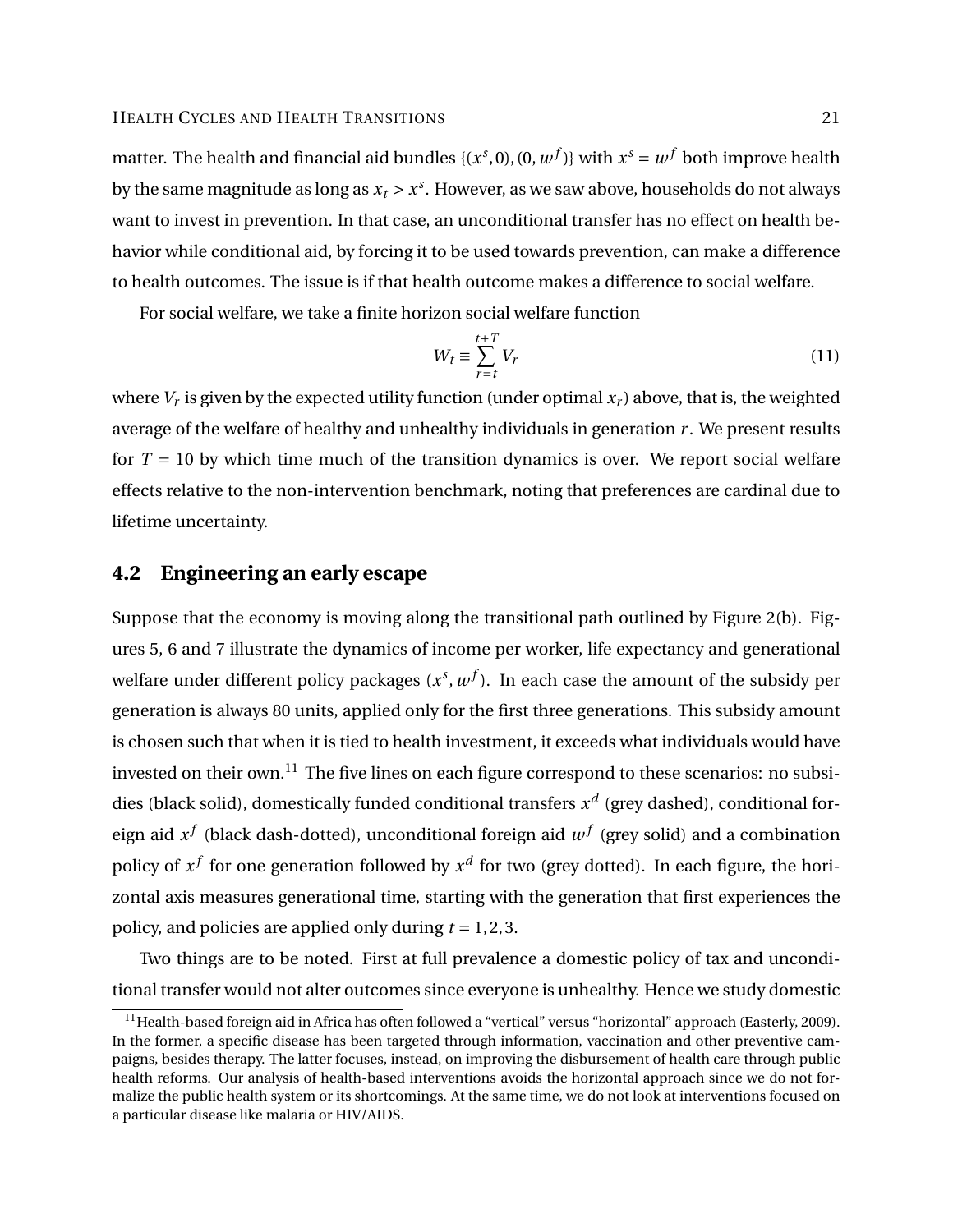matter. The health and financial aid bundles $\{(x^s, 0), (0, w^f)\}$ with $x^s = w^f$ both improve health by the same magnitude as long as $x_t > x^s$. However, as we saw above, households do not always want to invest in prevention. In that case, an unconditional transfer has no effect on health behavior while conditional aid, by forcing it to be used towards prevention, can make a difference to health outcomes. The issue is if that health outcome makes a difference to social welfare.

For social welfare, we take a finite horizon social welfare function

$$W_t \equiv \sum_{r=t}^{t+T} V_r \tag{11}$$

where $V_r$ is given by the expected utility function (under optimal $x_r$) above, that is, the weighted average of the welfare of healthy and unhealthy individuals in generation $r$. We present results for $T = 10$ by which time much of the transition dynamics is over. We report social welfare effects relative to the non-intervention benchmark, noting that preferences are cardinal due to lifetime uncertainty.

## 4.2 Engineering an early escape

Suppose that the economy is moving along the transitional path outlined by Figure 2(b). Figures 5, 6 and 7 illustrate the dynamics of income per worker, life expectancy and generational welfare under different policy packages $(x^s, w^f)$. In each case the amount of the subsidy per generation is always 80 units, applied only for the first three generations. This subsidy amount is chosen such that when it is tied to health investment, it exceeds what individuals would have invested on their own.[11] The five lines on each figure correspond to these scenarios: no subsidies (black solid), domestically funded conditional transfers $x^d$ (grey dashed), conditional foreign aid $x^f$ (black dash-dotted), unconditional foreign aid $w^f$ (grey solid) and a combination policy of $x^f$ for one generation followed by $x^d$ for two (grey dotted). In each figure, the horizontal axis measures generational time, starting with the generation that first experiences the policy, and policies are applied only during $t = 1, 2, 3$.

Two things are to be noted. First at full prevalence a domestic policy of tax and unconditional transfer would not alter outcomes since everyone is unhealthy. Hence we study domestic

[11] Health-based foreign aid in Africa has often followed a "vertical" versus "horizontal" approach (Easterly, 2009). In the former, a specific disease has been targeted through information, vaccination and other preventive campaigns, besides therapy. The latter focuses, instead, on improving the disbursement of health care through public health reforms. Our analysis of health-based interventions avoids the horizontal approach since we do not formalize the public health system or its shortcomings. At the same time, we do not look at interventions focused on a particular disease like malaria or HIV/AIDS.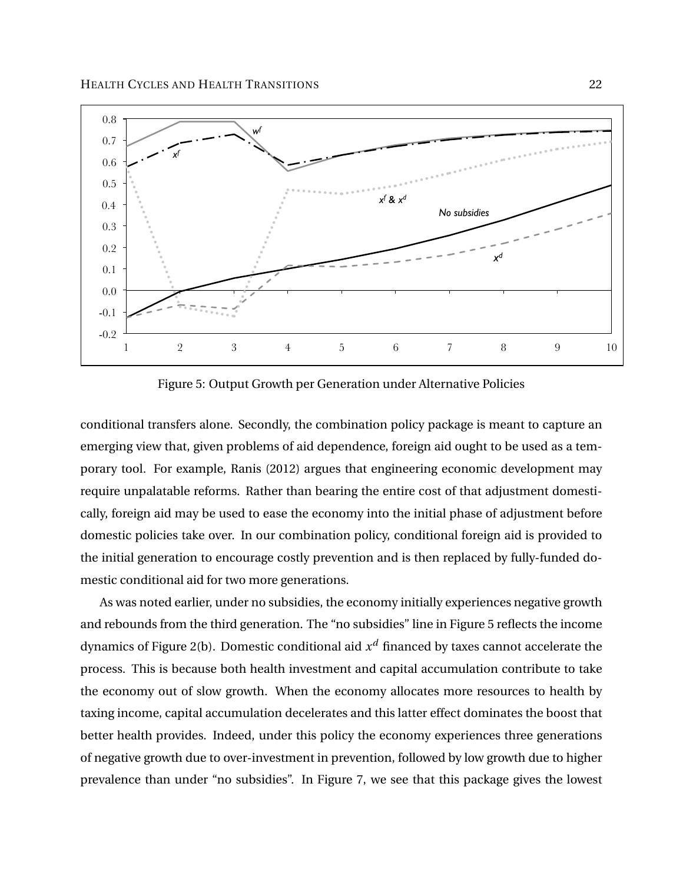Figure 5: Output Growth per Generation under Alternative Policies

conditional transfers alone. Secondly, the combination policy package is meant to capture an emerging view that, given problems of aid dependence, foreign aid ought to be used as a temporary tool. For example, Ranis (2012) argues that engineering economic development may require unpalatable reforms. Rather than bearing the entire cost of that adjustment domestically, foreign aid may be used to ease the economy into the initial phase of adjustment before domestic policies take over. In our combination policy, conditional foreign aid is provided to the initial generation to encourage costly prevention and is then replaced by fully-funded domestic conditional aid for two more generations.

As was noted earlier, under no subsidies, the economy initially experiences negative growth and rebounds from the third generation. The "no subsidies" line in Figure 5 reflects the income dynamics of Figure 2(b). Domestic conditional aid $x^d$ financed by taxes cannot accelerate the process. This is because both health investment and capital accumulation contribute to take the economy out of slow growth. When the economy allocates more resources to health by taxing income, capital accumulation decelerates and this latter effect dominates the boost that better health provides. Indeed, under this policy the economy experiences three generations of negative growth due to over-investment in prevention, followed by low growth due to higher prevalence than under "no subsidies". In Figure 7, we see that this package gives the lowest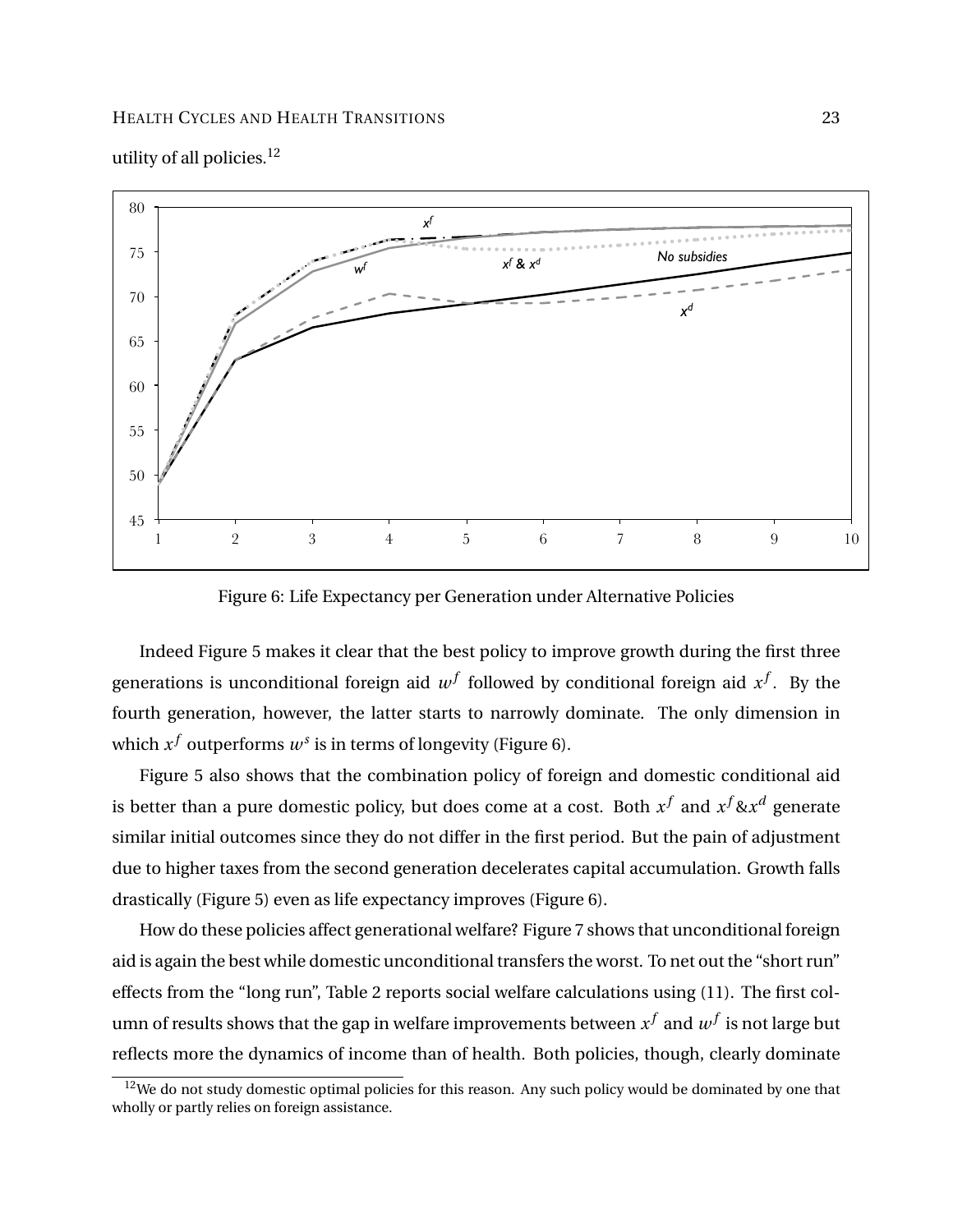utility of all policies.[12]

Figure 6: Life Expectancy per Generation under Alternative Policies

Indeed Figure 5 makes it clear that the best policy to improve growth during the first three generations is unconditional foreign aid $w^f$ followed by conditional foreign aid $x^f$. By the fourth generation, however, the latter starts to narrowly dominate. The only dimension in which $x^f$ outperforms $w^s$ is in terms of longevity (Figure 6).

Figure 5 also shows that the combination policy of foreign and domestic conditional aid is better than a pure domestic policy, but does come at a cost. Both $x^f$ and $x^f \& x^d$ generate similar initial outcomes since they do not differ in the first period. But the pain of adjustment due to higher taxes from the second generation decelerates capital accumulation. Growth falls drastically (Figure 5) even as life expectancy improves (Figure 6).

How do these policies affect generational welfare? Figure 7 shows that unconditional foreign aid is again the best while domestic unconditional transfers the worst. To net out the "short run" effects from the "long run", Table 2 reports social welfare calculations using (11). The first column of results shows that the gap in welfare improvements between $x^f$ and $w^f$ is not large but reflects more the dynamics of income than of health. Both policies, though, clearly dominate

[12] We do not study domestic optimal policies for this reason. Any such policy would be dominated by one that wholly or partly relies on foreign assistance.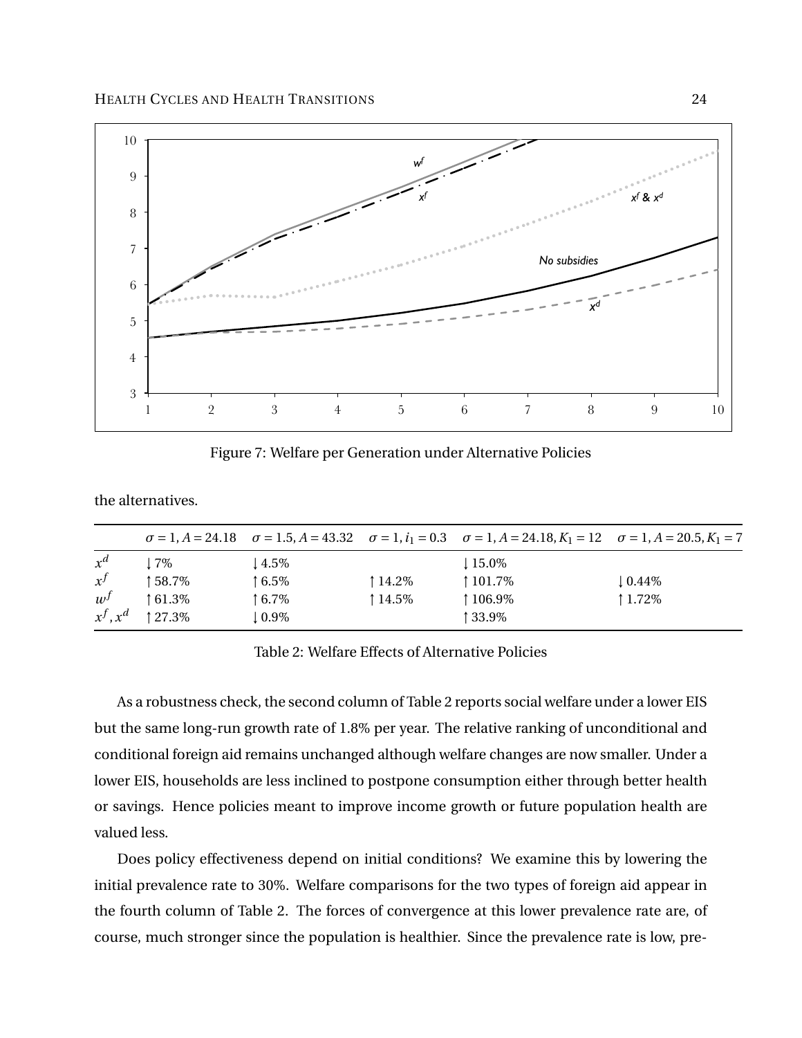Figure 7: Welfare per Generation under Alternative Policies

the alternatives.

| | $\sigma = 1, A = 24.18$ | $\sigma = 1.5, A = 43.32$ | $\sigma = 1, i_1 = 0.3$ | $\sigma = 1, A = 24.18, K_1 = 12$ | $\sigma = 1, A = 20.5, K_1 = 7$ |
|---|---|---|---|---|---|
| $x^d$ | ↓7% | ↓4.5% | | ↓15.0% | |
| $x^f$ | ↑58.7% | ↑6.5% | ↑14.2% | ↑101.7% | ↓0.44% |
| $w^f$ | ↑61.3% | ↑6.7% | ↑14.5% | ↑106.9% | ↑1.72% |
| $x^f, x^d$ | ↑27.3% | ↓0.9% | | ↑33.9% | |

Table 2: Welfare Effects of Alternative Policies

As a robustness check, the second column of Table 2 reports social welfare under a lower EIS but the same long-run growth rate of 1.8% per year. The relative ranking of unconditional and conditional foreign aid remains unchanged although welfare changes are now smaller. Under a lower EIS, households are less inclined to postpone consumption either through better health or savings. Hence policies meant to improve income growth or future population health are valued less.

Does policy effectiveness depend on initial conditions? We examine this by lowering the initial prevalence rate to 30%. Welfare comparisons for the two types of foreign aid appear in the fourth column of Table 2. The forces of convergence at this lower prevalence rate are, of course, much stronger since the population is healthier. Since the prevalence rate is low, pre-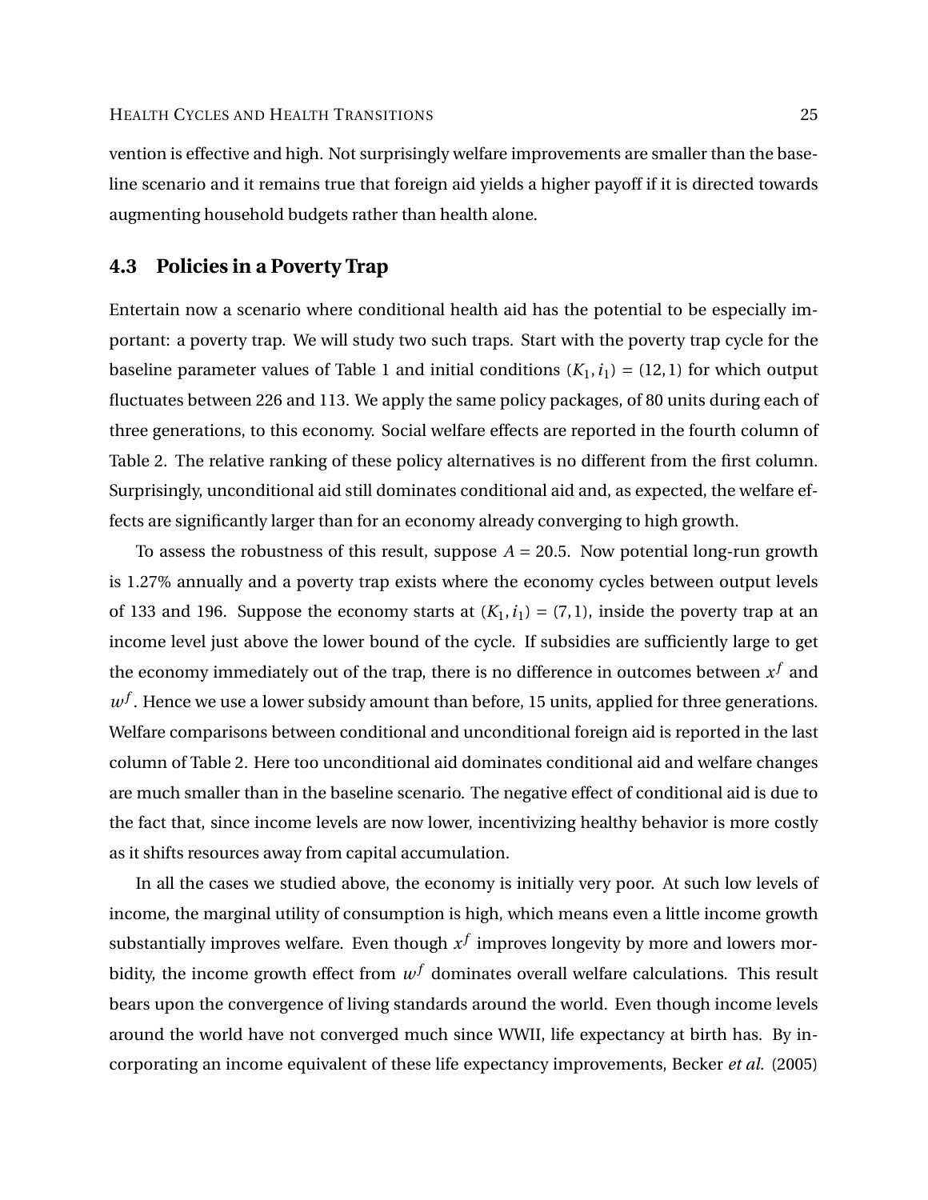vention is effective and high. Not surprisingly welfare improvements are smaller than the baseline scenario and it remains true that foreign aid yields a higher payoff if it is directed towards augmenting household budgets rather than health alone.

## 4.3 Policies in a Poverty Trap

Entertain now a scenario where conditional health aid has the potential to be especially important: a poverty trap. We will study two such traps. Start with the poverty trap cycle for the baseline parameter values of Table 1 and initial conditions $(K_1, i_1) = (12, 1)$ for which output fluctuates between 226 and 113. We apply the same policy packages, of 80 units during each of three generations, to this economy. Social welfare effects are reported in the fourth column of Table 2. The relative ranking of these policy alternatives is no different from the first column. Surprisingly, unconditional aid still dominates conditional aid and, as expected, the welfare effects are significantly larger than for an economy already converging to high growth.

To assess the robustness of this result, suppose $A = 20.5$. Now potential long-run growth is 1.27% annually and a poverty trap exists where the economy cycles between output levels of 133 and 196. Suppose the economy starts at $(K_1, i_1) = (7, 1)$, inside the poverty trap at an income level just above the lower bound of the cycle. If subsidies are sufficiently large to get the economy immediately out of the trap, there is no difference in outcomes between $x^f$ and $w^f$. Hence we use a lower subsidy amount than before, 15 units, applied for three generations. Welfare comparisons between conditional and unconditional foreign aid is reported in the last column of Table 2. Here too unconditional aid dominates conditional aid and welfare changes are much smaller than in the baseline scenario. The negative effect of conditional aid is due to the fact that, since income levels are now lower, incentivizing healthy behavior is more costly as it shifts resources away from capital accumulation.

In all the cases we studied above, the economy is initially very poor. At such low levels of income, the marginal utility of consumption is high, which means even a little income growth substantially improves welfare. Even though $x^f$ improves longevity by more and lowers morbidity, the income growth effect from $w^f$ dominates overall welfare calculations. This result bears upon the convergence of living standards around the world. Even though income levels around the world have not converged much since WWII, life expectancy at birth has. By incorporating an income equivalent of these life expectancy improvements, Becker *et al.* (2005)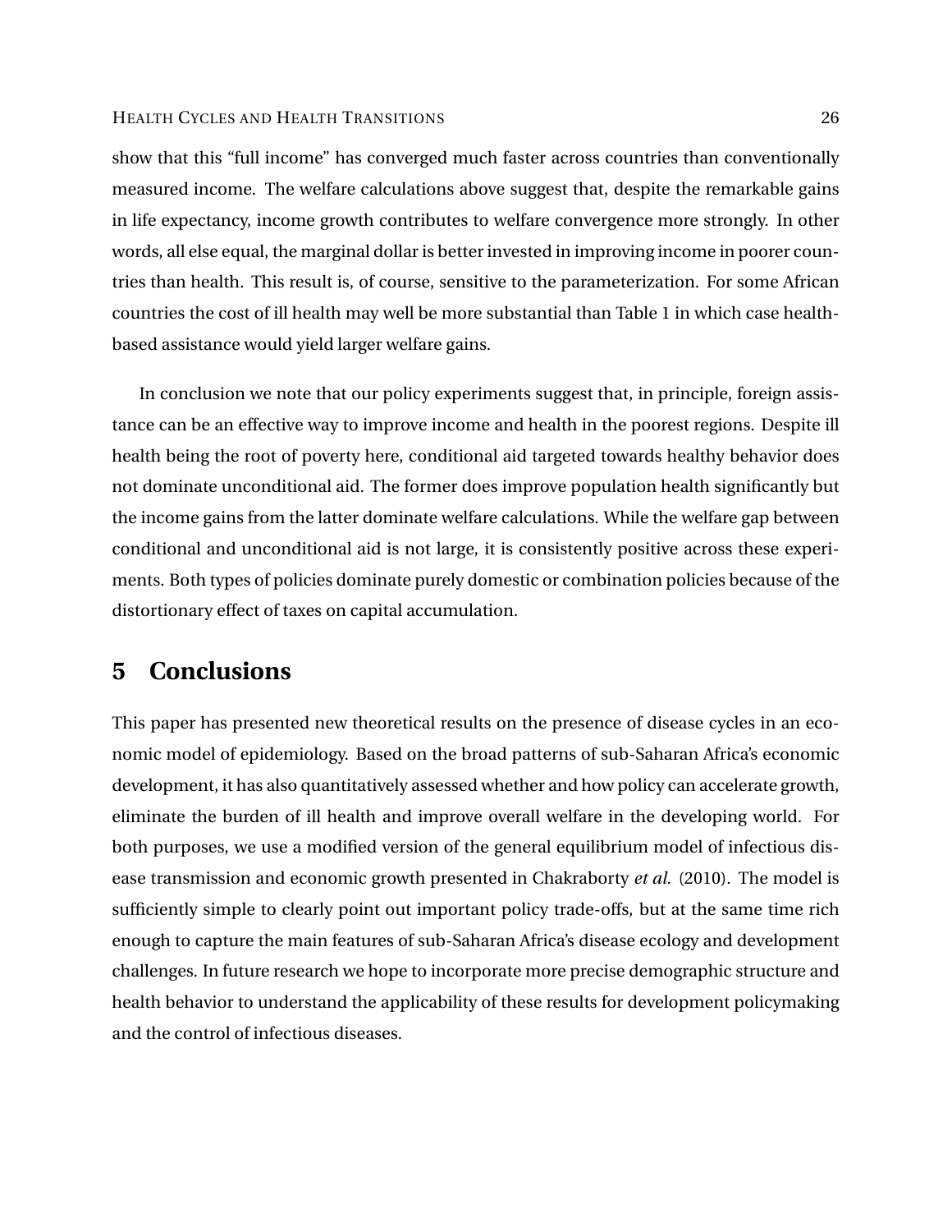show that this "full income" has converged much faster across countries than conventionally measured income. The welfare calculations above suggest that, despite the remarkable gains in life expectancy, income growth contributes to welfare convergence more strongly. In other words, all else equal, the marginal dollar is better invested in improving income in poorer countries than health. This result is, of course, sensitive to the parameterization. For some African countries the cost of ill health may well be more substantial than Table 1 in which case health-based assistance would yield larger welfare gains.

In conclusion we note that our policy experiments suggest that, in principle, foreign assistance can be an effective way to improve income and health in the poorest regions. Despite ill health being the root of poverty here, conditional aid targeted towards healthy behavior does not dominate unconditional aid. The former does improve population health significantly but the income gains from the latter dominate welfare calculations. While the welfare gap between conditional and unconditional aid is not large, it is consistently positive across these experiments. Both types of policies dominate purely domestic or combination policies because of the distortionary effect of taxes on capital accumulation.

# 5 Conclusions

This paper has presented new theoretical results on the presence of disease cycles in an economic model of epidemiology. Based on the broad patterns of sub-Saharan Africa's economic development, it has also quantitatively assessed whether and how policy can accelerate growth, eliminate the burden of ill health and improve overall welfare in the developing world. For both purposes, we use a modified version of the general equilibrium model of infectious disease transmission and economic growth presented in Chakraborty *et al.* (2010). The model is sufficiently simple to clearly point out important policy trade-offs, but at the same time rich enough to capture the main features of sub-Saharan Africa's disease ecology and development challenges. In future research we hope to incorporate more precise demographic structure and health behavior to understand the applicability of these results for development policymaking and the control of infectious diseases.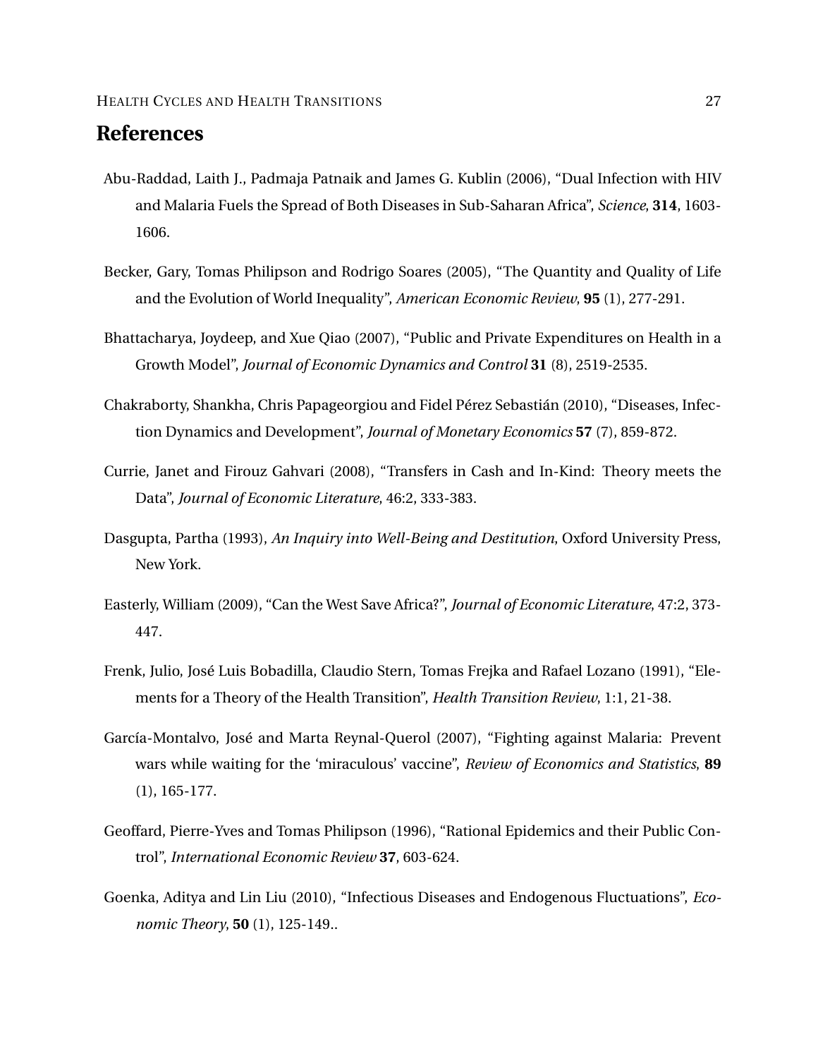# References

Abu-Raddad, Laith J., Padmaja Patnaik and James G. Kublin (2006), "Dual Infection with HIV and Malaria Fuels the Spread of Both Diseases in Sub-Saharan Africa", *Science*, **314**, 1603-1606.

Becker, Gary, Tomas Philipson and Rodrigo Soares (2005), "The Quantity and Quality of Life and the Evolution of World Inequality", *American Economic Review*, **95** (1), 277-291.

Bhattacharya, Joydeep, and Xue Qiao (2007), "Public and Private Expenditures on Health in a Growth Model", *Journal of Economic Dynamics and Control* **31** (8), 2519-2535.

Chakraborty, Shankha, Chris Papageorgiou and Fidel Pérez Sebastián (2010), "Diseases, Infection Dynamics and Development", *Journal of Monetary Economics* **57** (7), 859-872.

Currie, Janet and Firouz Gahvari (2008), "Transfers in Cash and In-Kind: Theory meets the Data", *Journal of Economic Literature*, 46:2, 333-383.

Dasgupta, Partha (1993), *An Inquiry into Well-Being and Destitution*, Oxford University Press, New York.

Easterly, William (2009), "Can the West Save Africa?", *Journal of Economic Literature*, 47:2, 373-447.

Frenk, Julio, José Luis Bobadilla, Claudio Stern, Tomas Frejka and Rafael Lozano (1991), "Elements for a Theory of the Health Transition", *Health Transition Review*, 1:1, 21-38.

García-Montalvo, José and Marta Reynal-Querol (2007), "Fighting against Malaria: Prevent wars while waiting for the 'miraculous' vaccine", *Review of Economics and Statistics*, **89** (1), 165-177.

Geoffard, Pierre-Yves and Tomas Philipson (1996), "Rational Epidemics and their Public Control", *International Economic Review* **37**, 603-624.

Goenka, Aditya and Lin Liu (2010), "Infectious Diseases and Endogenous Fluctuations", *Economic Theory*, **50** (1), 125-149..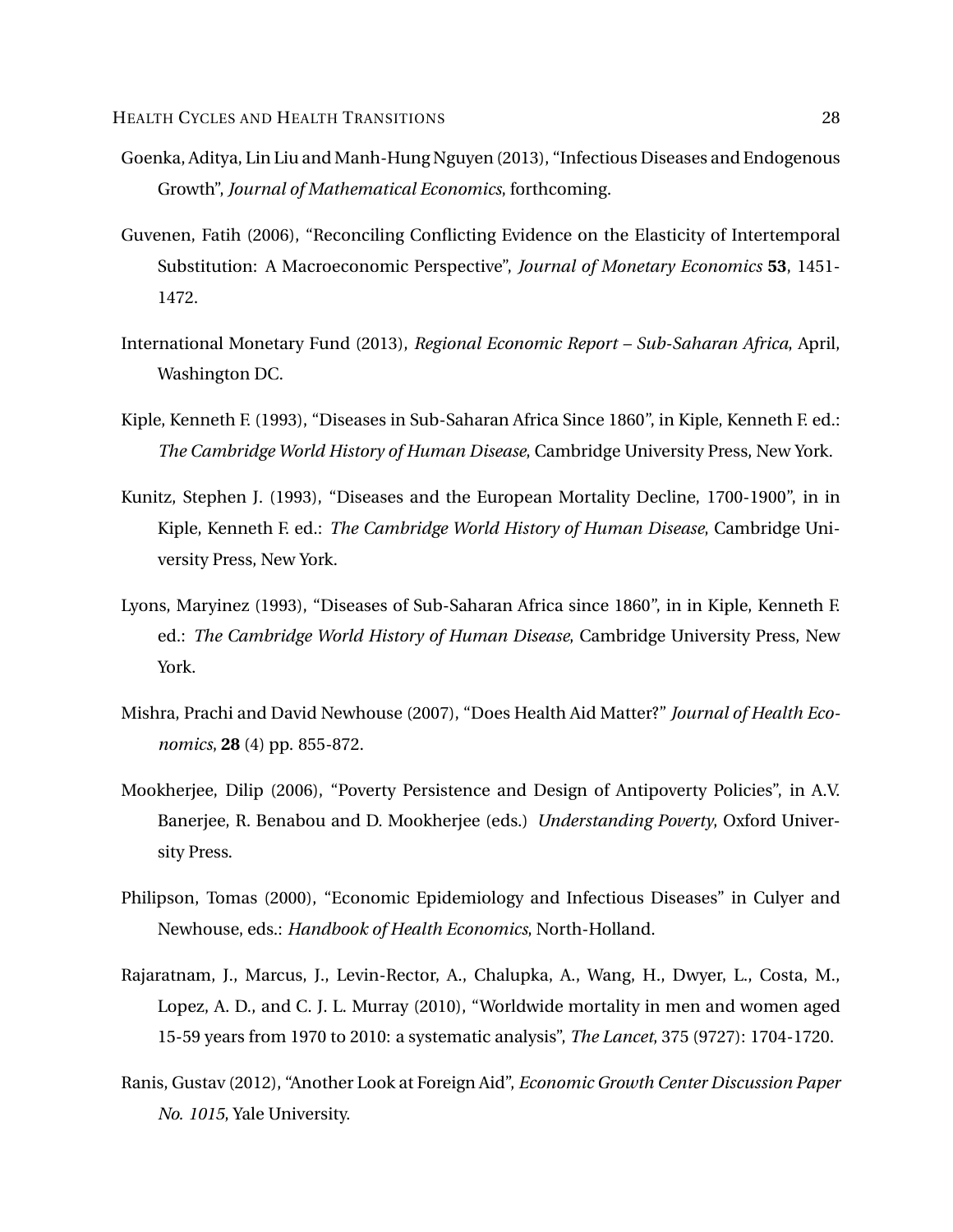Goenka, Aditya, Lin Liu and Manh-Hung Nguyen (2013), "Infectious Diseases and Endogenous Growth", *Journal of Mathematical Economics*, forthcoming.

Guvenen, Fatih (2006), "Reconciling Conflicting Evidence on the Elasticity of Intertemporal Substitution: A Macroeconomic Perspective", *Journal of Monetary Economics* **53**, 1451-1472.

International Monetary Fund (2013), *Regional Economic Report – Sub-Saharan Africa*, April, Washington DC.

Kiple, Kenneth F. (1993), "Diseases in Sub-Saharan Africa Since 1860", in Kiple, Kenneth F. ed.: *The Cambridge World History of Human Disease*, Cambridge University Press, New York.

Kunitz, Stephen J. (1993), "Diseases and the European Mortality Decline, 1700-1900", in in Kiple, Kenneth F. ed.: *The Cambridge World History of Human Disease*, Cambridge University Press, New York.

Lyons, Maryinez (1993), "Diseases of Sub-Saharan Africa since 1860", in in Kiple, Kenneth F. ed.: *The Cambridge World History of Human Disease*, Cambridge University Press, New York.

Mishra, Prachi and David Newhouse (2007), "Does Health Aid Matter?" *Journal of Health Economics*, **28** (4) pp. 855-872.

Mookherjee, Dilip (2006), "Poverty Persistence and Design of Antipoverty Policies", in A.V. Banerjee, R. Benabou and D. Mookherjee (eds.) *Understanding Poverty*, Oxford University Press.

Philipson, Tomas (2000), "Economic Epidemiology and Infectious Diseases" in Culyer and Newhouse, eds.: *Handbook of Health Economics*, North-Holland.

Rajaratnam, J., Marcus, J., Levin-Rector, A., Chalupka, A., Wang, H., Dwyer, L., Costa, M., Lopez, A. D., and C. J. L. Murray (2010), "Worldwide mortality in men and women aged 15-59 years from 1970 to 2010: a systematic analysis", *The Lancet*, 375 (9727): 1704-1720.

Ranis, Gustav (2012), "Another Look at Foreign Aid", *Economic Growth Center Discussion Paper No. 1015*, Yale University.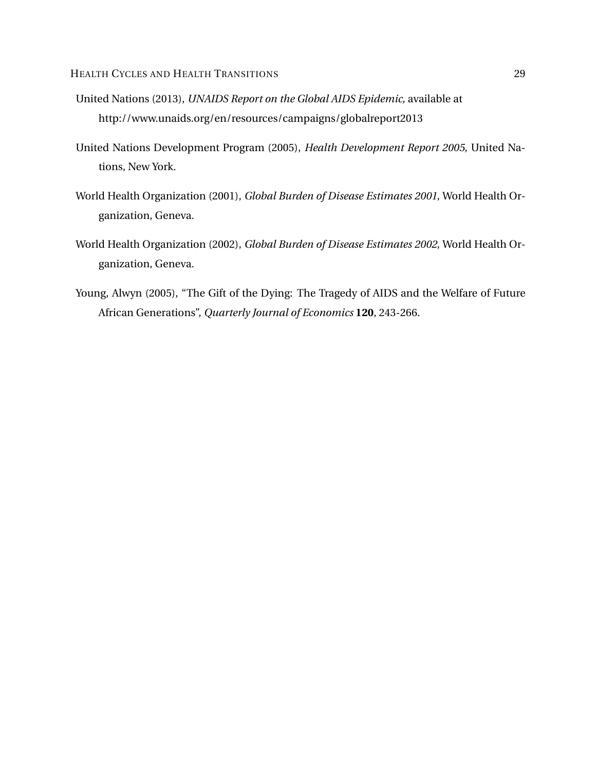United Nations (2013), *UNAIDS Report on the Global AIDS Epidemic*, available at http://www.unaids.org/en/resources/campaigns/globalreport2013

United Nations Development Program (2005), *Health Development Report 2005*, United Nations, New York.

World Health Organization (2001), *Global Burden of Disease Estimates 2001*, World Health Organization, Geneva.

World Health Organization (2002), *Global Burden of Disease Estimates 2002*, World Health Organization, Geneva.

Young, Alwyn (2005), "The Gift of the Dying: The Tragedy of AIDS and the Welfare of Future African Generations", *Quarterly Journal of Economics* **120**, 243-266.